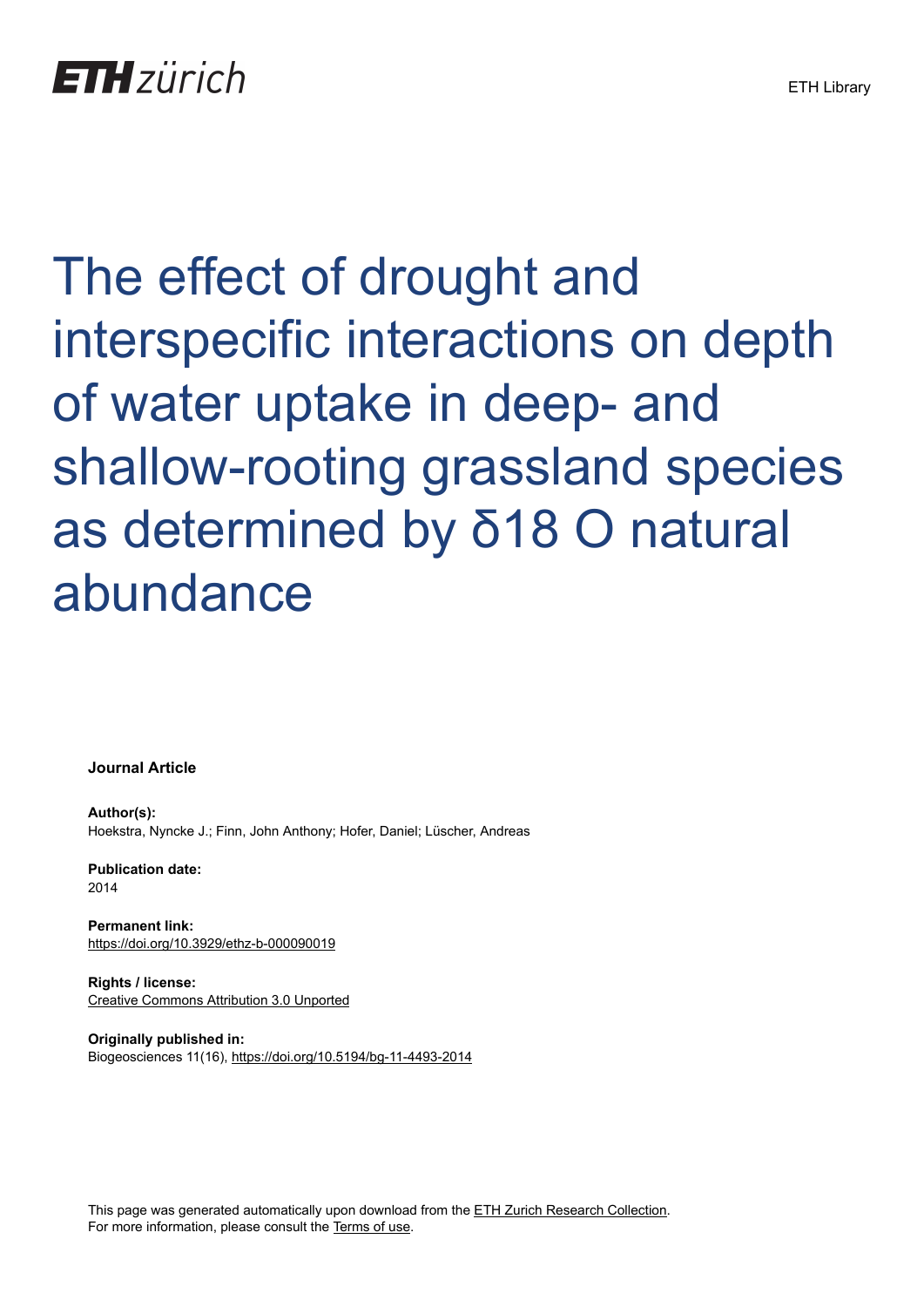ETH zürich

ETH Library

# The effect of drought and interspecific interactions on depth of water uptake in deep- and shallow-rooting grassland species as determined by δ18 O natural abundance

**Journal Article**

**Author(s):**
Hoekstra, Nyncke J.; Finn, John Anthony; Hofer, Daniel; Lüscher, Andreas

**Publication date:**
2014

**Permanent link:**
https://doi.org/10.3929/ethz-b-000090019

**Rights / license:**
Creative Commons Attribution 3.0 Unported

**Originally published in:**
Biogeosciences 11(16), https://doi.org/10.5194/bg-11-4493-2014

This page was generated automatically upon download from the ETH Zurich Research Collection.
For more information, please consult the Terms of use.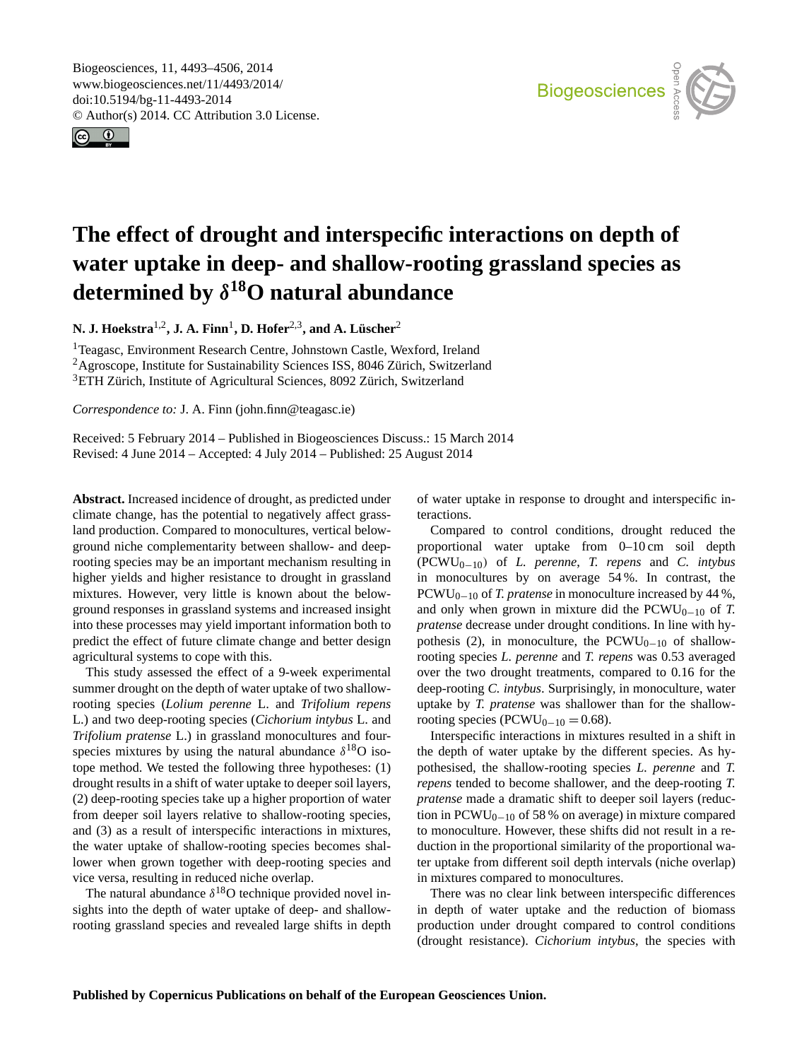# The effect of drought and interspecific interactions on depth of water uptake in deep- and shallow-rooting grassland species as determined by $\delta^{18}$O natural abundance

**N. J. Hoekstra**[1,2], **J. A. Finn**[1], **D. Hofer**[2,3], **and A. Lüscher**[2]

[1]Teagasc, Environment Research Centre, Johnstown Castle, Wexford, Ireland
[2]Agroscope, Institute for Sustainability Sciences ISS, 8046 Zürich, Switzerland
[3]ETH Zürich, Institute of Agricultural Sciences, 8092 Zürich, Switzerland

*Correspondence to:* J. A. Finn (john.finn@teagasc.ie)

Received: 5 February 2014 – Published in Biogeosciences Discuss.: 15 March 2014
Revised: 4 June 2014 – Accepted: 4 July 2014 – Published: 25 August 2014

**Abstract.** Increased incidence of drought, as predicted under climate change, has the potential to negatively affect grassland production. Compared to monocultures, vertical belowground niche complementarity between shallow- and deep-rooting species may be an important mechanism resulting in higher yields and higher resistance to drought in grassland mixtures. However, very little is known about the belowground responses in grassland systems and increased insight into these processes may yield important information both to predict the effect of future climate change and better design agricultural systems to cope with this.

This study assessed the effect of a 9-week experimental summer drought on the depth of water uptake of two shallow-rooting species (*Lolium perenne* L. and *Trifolium repens* L.) and two deep-rooting species (*Cichorium intybus* L. and *Trifolium pratense* L.) in grassland monocultures and four-species mixtures by using the natural abundance $\delta^{18}$O isotope method. We tested the following three hypotheses: (1) drought results in a shift of water uptake to deeper soil layers, (2) deep-rooting species take up a higher proportion of water from deeper soil layers relative to shallow-rooting species, and (3) as a result of interspecific interactions in mixtures, the water uptake of shallow-rooting species becomes shallower when grown together with deep-rooting species and vice versa, resulting in reduced niche overlap.

The natural abundance $\delta^{18}$O technique provided novel insights into the depth of water uptake of deep- and shallow-rooting grassland species and revealed large shifts in depth of water uptake in response to drought and interspecific interactions.

Compared to control conditions, drought reduced the proportional water uptake from 0–10 cm soil depth ($PCWU_{0-10}$) of *L. perenne*, *T. repens* and *C. intybus* in monocultures by on average 54 %. In contrast, the $PCWU_{0-10}$ of *T. pratense* in monoculture increased by 44 %, and only when grown in mixture did the $PCWU_{0-10}$ of *T. pratense* decrease under drought conditions. In line with hypothesis (2), in monoculture, the $PCWU_{0-10}$ of shallow-rooting species *L. perenne* and *T. repens* was 0.53 averaged over the two drought treatments, compared to 0.16 for the deep-rooting *C. intybus*. Surprisingly, in monoculture, water uptake by *T. pratense* was shallower than for the shallow-rooting species ($PCWU_{0-10} = 0.68$).

Interspecific interactions in mixtures resulted in a shift in the depth of water uptake by the different species. As hypothesised, the shallow-rooting species *L. perenne* and *T. repens* tended to become shallower, and the deep-rooting *T. pratense* made a dramatic shift to deeper soil layers (reduction in $PCWU_{0-10}$ of 58 % on average) in mixture compared to monoculture. However, these shifts did not result in a reduction in the proportional similarity of the proportional water uptake from different soil depth intervals (niche overlap) in mixtures compared to monocultures.

There was no clear link between interspecific differences in depth of water uptake and the reduction of biomass production under drought compared to control conditions (drought resistance). *Cichorium intybus*, the species with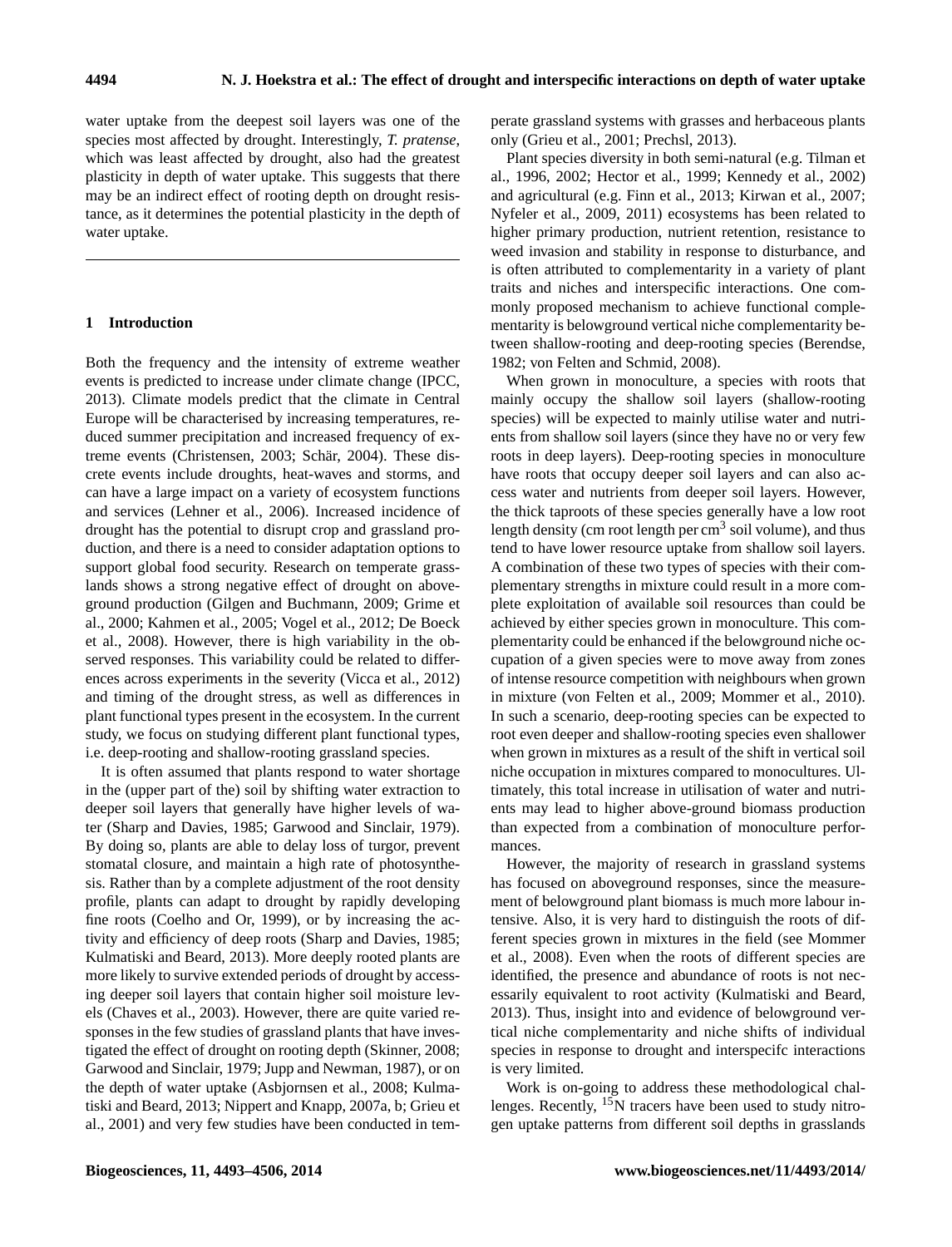water uptake from the deepest soil layers was one of the species most affected by drought. Interestingly, *T. pratense*, which was least affected by drought, also had the greatest plasticity in depth of water uptake. This suggests that there may be an indirect effect of rooting depth on drought resistance, as it determines the potential plasticity in the depth of water uptake.

## 1 Introduction

Both the frequency and the intensity of extreme weather events is predicted to increase under climate change (IPCC, 2013). Climate models predict that the climate in Central Europe will be characterised by increasing temperatures, reduced summer precipitation and increased frequency of extreme events (Christensen, 2003; Schär, 2004). These discrete events include droughts, heat-waves and storms, and can have a large impact on a variety of ecosystem functions and services (Lehner et al., 2006). Increased incidence of drought has the potential to disrupt crop and grassland production, and there is a need to consider adaptation options to support global food security. Research on temperate grasslands shows a strong negative effect of drought on aboveground production (Gilgen and Buchmann, 2009; Grime et al., 2000; Kahmen et al., 2005; Vogel et al., 2012; De Boeck et al., 2008). However, there is high variability in the observed responses. This variability could be related to differences across experiments in the severity (Vicca et al., 2012) and timing of the drought stress, as well as differences in plant functional types present in the ecosystem. In the current study, we focus on studying different plant functional types, i.e. deep-rooting and shallow-rooting grassland species.

It is often assumed that plants respond to water shortage in the (upper part of the) soil by shifting water extraction to deeper soil layers that generally have higher levels of water (Sharp and Davies, 1985; Garwood and Sinclair, 1979). By doing so, plants are able to delay loss of turgor, prevent stomatal closure, and maintain a high rate of photosynthesis. Rather than by a complete adjustment of the root density profile, plants can adapt to drought by rapidly developing fine roots (Coelho and Or, 1999), or by increasing the activity and efficiency of deep roots (Sharp and Davies, 1985; Kulmatiski and Beard, 2013). More deeply rooted plants are more likely to survive extended periods of drought by accessing deeper soil layers that contain higher soil moisture levels (Chaves et al., 2003). However, there are quite varied responses in the few studies of grassland plants that have investigated the effect of drought on rooting depth (Skinner, 2008; Garwood and Sinclair, 1979; Jupp and Newman, 1987), or on the depth of water uptake (Asbjornsen et al., 2008; Kulmatiski and Beard, 2013; Nippert and Knapp, 2007a, b; Grieu et al., 2001) and very few studies have been conducted in temperate grassland systems with grasses and herbaceous plants only (Grieu et al., 2001; Prechsl, 2013).

Plant species diversity in both semi-natural (e.g. Tilman et al., 1996, 2002; Hector et al., 1999; Kennedy et al., 2002) and agricultural (e.g. Finn et al., 2013; Kirwan et al., 2007; Nyfeler et al., 2009, 2011) ecosystems has been related to higher primary production, nutrient retention, resistance to weed invasion and stability in response to disturbance, and is often attributed to complementarity in a variety of plant traits and niches and interspecific interactions. One commonly proposed mechanism to achieve functional complementarity is belowground vertical niche complementarity between shallow-rooting and deep-rooting species (Berendse, 1982; von Felten and Schmid, 2008).

When grown in monoculture, a species with roots that mainly occupy the shallow soil layers (shallow-rooting species) will be expected to mainly utilise water and nutrients from shallow soil layers (since they have no or very few roots in deep layers). Deep-rooting species in monoculture have roots that occupy deeper soil layers and can also access water and nutrients from deeper soil layers. However, the thick taproots of these species generally have a low root length density (cm root length per $cm^3$ soil volume), and thus tend to have lower resource uptake from shallow soil layers. A combination of these two types of species with their complementary strengths in mixture could result in a more complete exploitation of available soil resources than could be achieved by either species grown in monoculture. This complementarity could be enhanced if the belowground niche occupation of a given species were to move away from zones of intense resource competition with neighbours when grown in mixture (von Felten et al., 2009; Mommer et al., 2010). In such a scenario, deep-rooting species can be expected to root even deeper and shallow-rooting species even shallower when grown in mixtures as a result of the shift in vertical soil niche occupation in mixtures compared to monocultures. Ultimately, this total increase in utilisation of water and nutrients may lead to higher above-ground biomass production than expected from a combination of monoculture performances.

However, the majority of research in grassland systems has focused on aboveground responses, since the measurement of belowground plant biomass is much more labour intensive. Also, it is very hard to distinguish the roots of different species grown in mixtures in the field (see Mommer et al., 2008). Even when the roots of different species are identified, the presence and abundance of roots is not necessarily equivalent to root activity (Kulmatiski and Beard, 2013). Thus, insight into and evidence of belowground vertical niche complementarity and niche shifts of individual species in response to drought and interspecifc interactions is very limited.

Work is on-going to address these methodological challenges. Recently, $^{15}N$ tracers have been used to study nitrogen uptake patterns from different soil depths in grasslands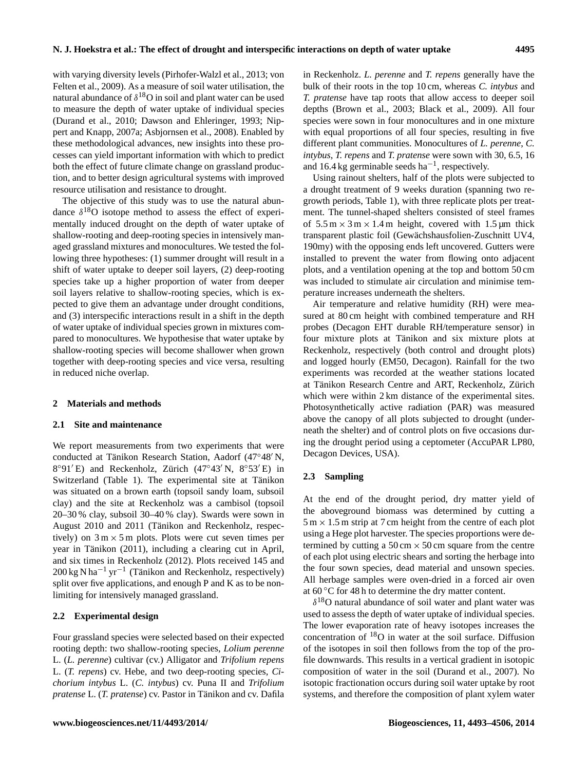with varying diversity levels (Pirhofer-Walzl et al., 2013; von Felten et al., 2009). As a measure of soil water utilisation, the natural abundance of $\delta^{18}$O in soil and plant water can be used to measure the depth of water uptake of individual species (Durand et al., 2010; Dawson and Ehleringer, 1993; Nippert and Knapp, 2007a; Asbjornsen et al., 2008). Enabled by these methodological advances, new insights into these processes can yield important information with which to predict both the effect of future climate change on grassland production, and to better design agricultural systems with improved resource utilisation and resistance to drought.

The objective of this study was to use the natural abundance $\delta^{18}$O isotope method to assess the effect of experimentally induced drought on the depth of water uptake of shallow-rooting and deep-rooting species in intensively managed grassland mixtures and monocultures. We tested the following three hypotheses: (1) summer drought will result in a shift of water uptake to deeper soil layers, (2) deep-rooting species take up a higher proportion of water from deeper soil layers relative to shallow-rooting species, which is expected to give them an advantage under drought conditions, and (3) interspecific interactions result in a shift in the depth of water uptake of individual species grown in mixtures compared to monocultures. We hypothesise that water uptake by shallow-rooting species will become shallower when grown together with deep-rooting species and vice versa, resulting in reduced niche overlap.

## 2 Materials and methods

### 2.1 Site and maintenance

We report measurements from two experiments that were conducted at Tänikon Research Station, Aadorf (47°48′ N, 8°91′ E) and Reckenholz, Zürich (47°43′ N, 8°53′ E) in Switzerland (Table 1). The experimental site at Tänikon was situated on a brown earth (topsoil sandy loam, subsoil clay) and the site at Reckenholz was a cambisol (topsoil 20–30 % clay, subsoil 30–40 % clay). Swards were sown in August 2010 and 2011 (Tänikon and Reckenholz, respectively) on 3 m × 5 m plots. Plots were cut seven times per year in Tänikon (2011), including a clearing cut in April, and six times in Reckenholz (2012). Plots received 145 and 200 kg N ha$^{-1}$ yr$^{-1}$ (Tänikon and Reckenholz, respectively) split over five applications, and enough P and K as to be non-limiting for intensively managed grassland.

### 2.2 Experimental design

Four grassland species were selected based on their expected rooting depth: two shallow-rooting species, *Lolium perenne* L. (*L. perenne*) cultivar (cv.) Alligator and *Trifolium repens* L. (*T. repens*) cv. Hebe, and two deep-rooting species, *Cichorium intybus* L. (*C. intybus*) cv. Puna II and *Trifolium pratense* L. (*T. pratense*) cv. Pastor in Tänikon and cv. Dafila in Reckenholz. *L. perenne* and *T. repens* generally have the bulk of their roots in the top 10 cm, whereas *C. intybus* and *T. pratense* have tap roots that allow access to deeper soil depths (Brown et al., 2003; Black et al., 2009). All four species were sown in four monocultures and in one mixture with equal proportions of all four species, resulting in five different plant communities. Monocultures of *L. perenne*, *C. intybus*, *T. repens* and *T. pratense* were sown with 30, 6.5, 16 and 16.4 kg germinable seeds ha$^{-1}$, respectively.

Using rainout shelters, half of the plots were subjected to a drought treatment of 9 weeks duration (spanning two regrowth periods, Table 1), with three replicate plots per treatment. The tunnel-shaped shelters consisted of steel frames of 5.5 m × 3 m × 1.4 m height, covered with 1.5 µm thick transparent plastic foil (Gewächshausfolien-Zuschnitt UV4, 190my) with the opposing ends left uncovered. Gutters were installed to prevent the water from flowing onto adjacent plots, and a ventilation opening at the top and bottom 50 cm was included to stimulate air circulation and minimise temperature increases underneath the shelters.

Air temperature and relative humidity (RH) were measured at 80 cm height with combined temperature and RH probes (Decagon EHT durable RH/temperature sensor) in four mixture plots at Tänikon and six mixture plots at Reckenholz, respectively (both control and drought plots) and logged hourly (EM50, Decagon). Rainfall for the two experiments was recorded at the weather stations located at Tänikon Research Centre and ART, Reckenholz, Zürich which were within 2 km distance of the experimental sites. Photosynthetically active radiation (PAR) was measured above the canopy of all plots subjected to drought (underneath the shelter) and of control plots on five occasions during the drought period using a ceptometer (AccuPAR LP80, Decagon Devices, USA).

### 2.3 Sampling

At the end of the drought period, dry matter yield of the aboveground biomass was determined by cutting a 5 m × 1.5 m strip at 7 cm height from the centre of each plot using a Hege plot harvester. The species proportions were determined by cutting a 50 cm × 50 cm square from the centre of each plot using electric shears and sorting the herbage into the four sown species, dead material and unsown species. All herbage samples were oven-dried in a forced air oven at 60 °C for 48 h to determine the dry matter content.

$\delta^{18}$O natural abundance of soil water and plant water was used to assess the depth of water uptake of individual species. The lower evaporation rate of heavy isotopes increases the concentration of $^{18}$O in water at the soil surface. Diffusion of the isotopes in soil then follows from the top of the profile downwards. This results in a vertical gradient in isotopic composition of water in the soil (Durand et al., 2007). No isotopic fractionation occurs during soil water uptake by root systems, and therefore the composition of plant xylem water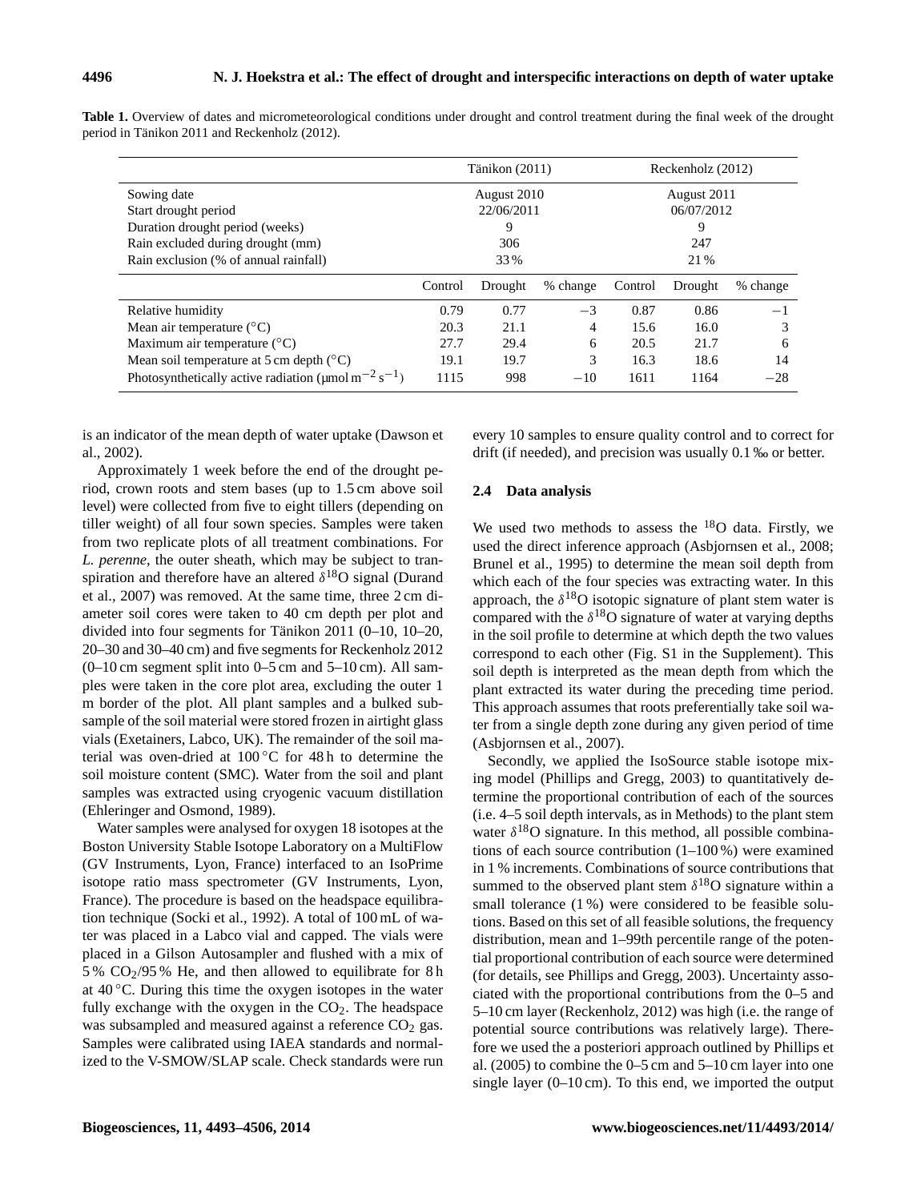**Table 1.** Overview of dates and micrometeorological conditions under drought and control treatment during the final week of the drought period in Tänikon 2011 and Reckenholz (2012).

| | Tänikon (2011) | | | Reckenholz (2012) | | |
|---|---|---|---|---|---|---|
| Sowing date | August 2010 | | | August 2011 | | |
| Start drought period | 22/06/2011 | | | 06/07/2012 | | |
| Duration drought period (weeks) | 9 | | | 9 | | |
| Rain excluded during drought (mm) | 306 | | | 247 | | |
| Rain exclusion (% of annual rainfall) | 33 % | | | 21 % | | |
| | Control | Drought | % change | Control | Drought | % change |
| Relative humidity | 0.79 | 0.77 | −3 | 0.87 | 0.86 | −1 |
| Mean air temperature (°C) | 20.3 | 21.1 | 4 | 15.6 | 16.0 | 3 |
| Maximum air temperature (°C) | 27.7 | 29.4 | 6 | 20.5 | 21.7 | 6 |
| Mean soil temperature at 5 cm depth (°C) | 19.1 | 19.7 | 3 | 16.3 | 18.6 | 14 |
| Photosynthetically active radiation (µmol $m^{-2}$ $s^{-1}$) | 1115 | 998 | −10 | 1611 | 1164 | −28 |

is an indicator of the mean depth of water uptake (Dawson et al., 2002).

Approximately 1 week before the end of the drought period, crown roots and stem bases (up to 1.5 cm above soil level) were collected from five to eight tillers (depending on tiller weight) of all four sown species. Samples were taken from two replicate plots of all treatment combinations. For *L. perenne*, the outer sheath, which may be subject to transpiration and therefore have an altered $\delta^{18}$O signal (Durand et al., 2007) was removed. At the same time, three 2 cm diameter soil cores were taken to 40 cm depth per plot and divided into four segments for Tänikon 2011 (0–10, 10–20, 20–30 and 30–40 cm) and five segments for Reckenholz 2012 (0–10 cm segment split into 0–5 cm and 5–10 cm). All samples were taken in the core plot area, excluding the outer 1 m border of the plot. All plant samples and a bulked subsample of the soil material were stored frozen in airtight glass vials (Exetainers, Labco, UK). The remainder of the soil material was oven-dried at 100 °C for 48 h to determine the soil moisture content (SMC). Water from the soil and plant samples was extracted using cryogenic vacuum distillation (Ehleringer and Osmond, 1989).

Water samples were analysed for oxygen 18 isotopes at the Boston University Stable Isotope Laboratory on a MultiFlow (GV Instruments, Lyon, France) interfaced to an IsoPrime isotope ratio mass spectrometer (GV Instruments, Lyon, France). The procedure is based on the headspace equilibration technique (Socki et al., 1992). A total of 100 mL of water was placed in a Labco vial and capped. The vials were placed in a Gilson Autosampler and flushed with a mix of 5 % $CO_2$/95 % He, and then allowed to equilibrate for 8 h at 40 °C. During this time the oxygen isotopes in the water fully exchange with the oxygen in the $CO_2$. The headspace was subsampled and measured against a reference $CO_2$ gas. Samples were calibrated using IAEA standards and normalized to the V-SMOW/SLAP scale. Check standards were run every 10 samples to ensure quality control and to correct for drift (if needed), and precision was usually 0.1 ‰ or better.

### 2.4 Data analysis

We used two methods to assess the $^{18}$O data. Firstly, we used the direct inference approach (Asbjornsen et al., 2008; Brunel et al., 1995) to determine the mean soil depth from which each of the four species was extracting water. In this approach, the $\delta^{18}$O isotopic signature of plant stem water is compared with the $\delta^{18}$O signature of water at varying depths in the soil profile to determine at which depth the two values correspond to each other (Fig. S1 in the Supplement). This soil depth is interpreted as the mean depth from which the plant extracted its water during the preceding time period. This approach assumes that roots preferentially take soil water from a single depth zone during any given period of time (Asbjornsen et al., 2007).

Secondly, we applied the IsoSource stable isotope mixing model (Phillips and Gregg, 2003) to quantitatively determine the proportional contribution of each of the sources (i.e. 4–5 soil depth intervals, as in Methods) to the plant stem water $\delta^{18}$O signature. In this method, all possible combinations of each source contribution (1–100 %) were examined in 1 % increments. Combinations of source contributions that summed to the observed plant stem $\delta^{18}$O signature within a small tolerance (1 %) were considered to be feasible solutions. Based on this set of all feasible solutions, the frequency distribution, mean and 1–99th percentile range of the potential proportional contribution of each source were determined (for details, see Phillips and Gregg, 2003). Uncertainty associated with the proportional contributions from the 0–5 and 5–10 cm layer (Reckenholz, 2012) was high (i.e. the range of potential source contributions was relatively large). Therefore we used the a posteriori approach outlined by Phillips et al. (2005) to combine the 0–5 cm and 5–10 cm layer into one single layer (0–10 cm). To this end, we imported the output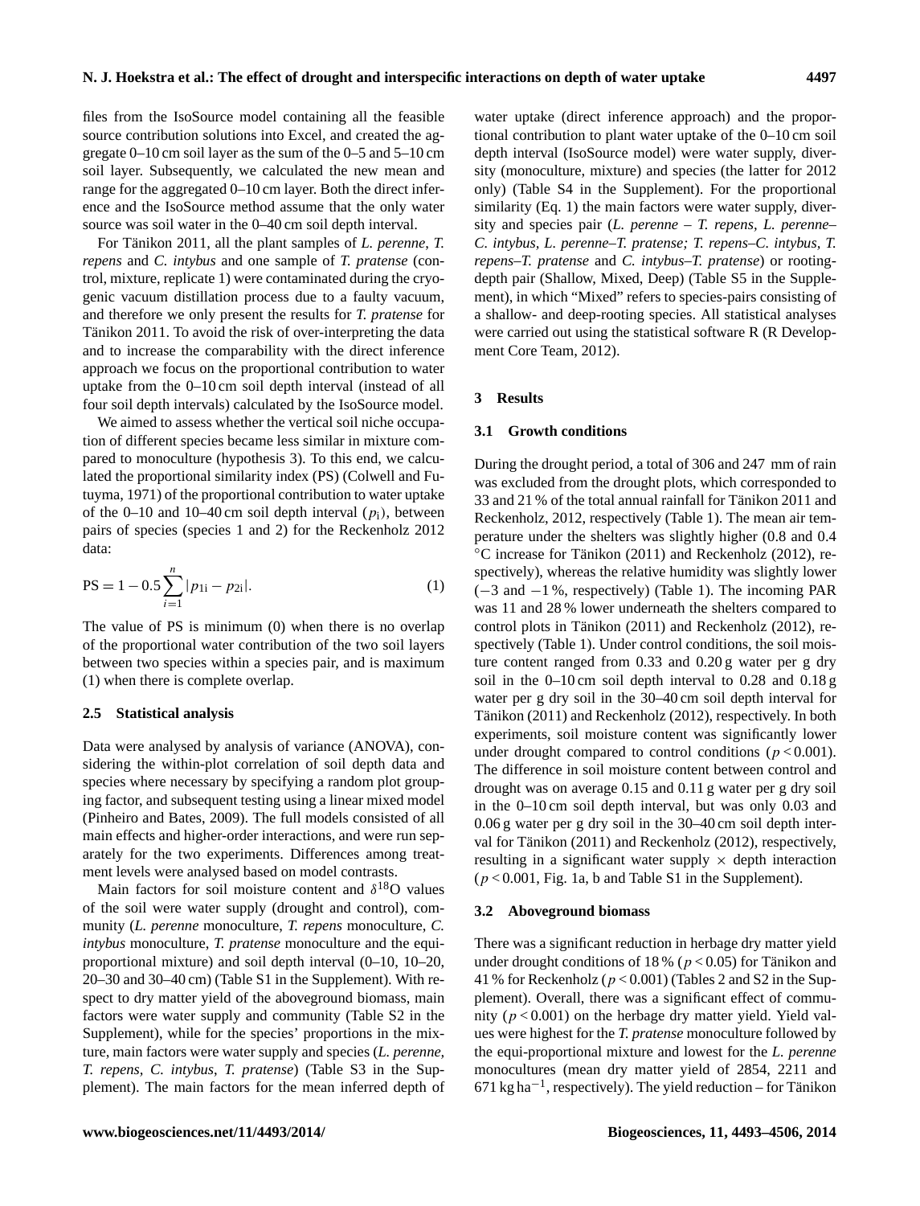files from the IsoSource model containing all the feasible source contribution solutions into Excel, and created the aggregate 0–10 cm soil layer as the sum of the 0–5 and 5–10 cm soil layer. Subsequently, we calculated the new mean and range for the aggregated 0–10 cm layer. Both the direct inference and the IsoSource method assume that the only water source was soil water in the 0–40 cm soil depth interval.

For Tänikon 2011, all the plant samples of *L. perenne*, *T. repens* and *C. intybus* and one sample of *T. pratense* (control, mixture, replicate 1) were contaminated during the cryogenic vacuum distillation process due to a faulty vacuum, and therefore we only present the results for *T. pratense* for Tänikon 2011. To avoid the risk of over-interpreting the data and to increase the comparability with the direct inference approach we focus on the proportional contribution to water uptake from the 0–10 cm soil depth interval (instead of all four soil depth intervals) calculated by the IsoSource model.

We aimed to assess whether the vertical soil niche occupation of different species became less similar in mixture compared to monoculture (hypothesis 3). To this end, we calculated the proportional similarity index (PS) (Colwell and Futuyma, 1971) of the proportional contribution to water uptake of the 0–10 and 10–40 cm soil depth interval ($p_i$), between pairs of species (species 1 and 2) for the Reckenholz 2012 data:

$$\mathrm{PS} = 1 - 0.5\sum_{i=1}^{n} |p_{1i} - p_{2i}|. \tag{1}$$

The value of PS is minimum (0) when there is no overlap of the proportional water contribution of the two soil layers between two species within a species pair, and is maximum (1) when there is complete overlap.

### 2.5 Statistical analysis

Data were analysed by analysis of variance (ANOVA), considering the within-plot correlation of soil depth data and species where necessary by specifying a random plot grouping factor, and subsequent testing using a linear mixed model (Pinheiro and Bates, 2009). The full models consisted of all main effects and higher-order interactions, and were run separately for the two experiments. Differences among treatment levels were analysed based on model contrasts.

Main factors for soil moisture content and $\delta^{18}$O values of the soil were water supply (drought and control), community (*L. perenne* monoculture, *T. repens* monoculture, *C. intybus* monoculture, *T. pratense* monoculture and the equi-proportional mixture) and soil depth interval (0–10, 10–20, 20–30 and 30–40 cm) (Table S1 in the Supplement). With respect to dry matter yield of the aboveground biomass, main factors were water supply and community (Table S2 in the Supplement), while for the species' proportions in the mixture, main factors were water supply and species (*L. perenne*, *T. repens*, *C. intybus*, *T. pratense*) (Table S3 in the Supplement). The main factors for the mean inferred depth of water uptake (direct inference approach) and the proportional contribution to plant water uptake of the 0–10 cm soil depth interval (IsoSource model) were water supply, diversity (monoculture, mixture) and species (the latter for 2012 only) (Table S4 in the Supplement). For the proportional similarity (Eq. 1) the main factors were water supply, diversity and species pair (*L. perenne* – *T. repens*, *L. perenne*–*C. intybus*, *L. perenne*–*T. pratense; T. repens*–*C. intybus*, *T. repens*–*T. pratense* and *C. intybus*–*T. pratense*) or rooting-depth pair (Shallow, Mixed, Deep) (Table S5 in the Supplement), in which "Mixed" refers to species-pairs consisting of a shallow- and deep-rooting species. All statistical analyses were carried out using the statistical software R (R Development Core Team, 2012).

## 3 Results

### 3.1 Growth conditions

During the drought period, a total of 306 and 247 mm of rain was excluded from the drought plots, which corresponded to 33 and 21 % of the total annual rainfall for Tänikon 2011 and Reckenholz, 2012, respectively (Table 1). The mean air temperature under the shelters was slightly higher (0.8 and 0.4 °C increase for Tänikon (2011) and Reckenholz (2012), respectively), whereas the relative humidity was slightly lower (−3 and −1 %, respectively) (Table 1). The incoming PAR was 11 and 28 % lower underneath the shelters compared to control plots in Tänikon (2011) and Reckenholz (2012), respectively (Table 1). Under control conditions, the soil moisture content ranged from 0.33 and 0.20 g water per g dry soil in the 0–10 cm soil depth interval to 0.28 and 0.18 g water per g dry soil in the 30–40 cm soil depth interval for Tänikon (2011) and Reckenholz (2012), respectively. In both experiments, soil moisture content was significantly lower under drought compared to control conditions ($p < 0.001$). The difference in soil moisture content between control and drought was on average 0.15 and 0.11 g water per g dry soil in the 0–10 cm soil depth interval, but was only 0.03 and 0.06 g water per g dry soil in the 30–40 cm soil depth interval for Tänikon (2011) and Reckenholz (2012), respectively, resulting in a significant water supply × depth interaction ($p < 0.001$, Fig. 1a, b and Table S1 in the Supplement).

### 3.2 Aboveground biomass

There was a significant reduction in herbage dry matter yield under drought conditions of 18 % ($p < 0.05$) for Tänikon and 41 % for Reckenholz ($p < 0.001$) (Tables 2 and S2 in the Supplement). Overall, there was a significant effect of community ($p < 0.001$) on the herbage dry matter yield. Yield values were highest for the *T. pratense* monoculture followed by the equi-proportional mixture and lowest for the *L. perenne* monocultures (mean dry matter yield of 2854, 2211 and 671 kg ha$^{-1}$, respectively). The yield reduction – for Tänikon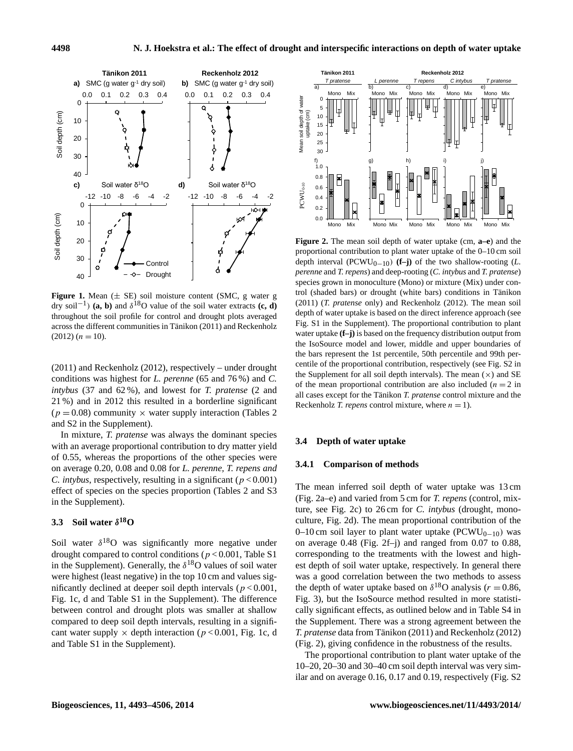**Figure 1.** Mean (± SE) soil moisture content (SMC, g water g dry soil$^{-1}$) **(a, b)** and $\delta^{18}$O value of the soil water extracts **(c, d)** throughout the soil profile for control and drought plots averaged across the different communities in Tänikon (2011) and Reckenholz (2012) ($n = 10$).

(2011) and Reckenholz (2012), respectively – under drought conditions was highest for *L. perenne* (65 and 76 %) and *C. intybus* (37 and 62 %), and lowest for *T. pratense* (2 and 21 %) and in 2012 this resulted in a borderline significant ($p = 0.08$) community × water supply interaction (Tables 2 and S2 in the Supplement).

In mixture, *T. pratense* was always the dominant species with an average proportional contribution to dry matter yield of 0.55, whereas the proportions of the other species were on average 0.20, 0.08 and 0.08 for *L. perenne*, *T. repens and C. intybus*, respectively, resulting in a significant ($p < 0.001$) effect of species on the species proportion (Tables 2 and S3 in the Supplement).

### 3.3 Soil water $\delta^{18}$O

Soil water $\delta^{18}$O was significantly more negative under drought compared to control conditions ($p < 0.001$, Table S1 in the Supplement). Generally, the $\delta^{18}$O values of soil water were highest (least negative) in the top 10 cm and values significantly declined at deeper soil depth intervals ($p < 0.001$, Fig. 1c, d and Table S1 in the Supplement). The difference between control and drought plots was smaller at shallow compared to deep soil depth intervals, resulting in a significant water supply × depth interaction ($p < 0.001$, Fig. 1c, d and Table S1 in the Supplement).

**Figure 2.** The mean soil depth of water uptake (cm, **a–e**) and the proportional contribution to plant water uptake of the 0–10 cm soil depth interval ($PCWU_{0-10}$) **(f–j)** of the two shallow-rooting (*L. perenne* and *T. repens*) and deep-rooting (*C. intybus* and *T. pratense*) species grown in monoculture (Mono) or mixture (Mix) under control (shaded bars) or drought (white bars) conditions in Tänikon (2011) (*T. pratense* only) and Reckenholz (2012). The mean soil depth of water uptake is based on the direct inference approach (see Fig. S1 in the Supplement). The proportional contribution to plant water uptake **(f–j)** is based on the frequency distribution output from the IsoSource model and lower, middle and upper boundaries of the bars represent the 1st percentile, 50th percentile and 99th percentile of the proportional contribution, respectively (see Fig. S2 in the Supplement for all soil depth intervals). The mean (×) and SE of the mean proportional contribution are also included ($n = 2$ in all cases except for the Tänikon *T. pratense* control mixture and the Reckenholz *T. repens* control mixture, where $n = 1$).

### 3.4 Depth of water uptake

#### 3.4.1 Comparison of methods

The mean inferred soil depth of water uptake was 13 cm (Fig. 2a–e) and varied from 5 cm for *T. repens* (control, mixture, see Fig. 2c) to 26 cm for *C. intybus* (drought, monoculture, Fig. 2d). The mean proportional contribution of the 0–10 cm soil layer to plant water uptake ($PCWU_{0-10}$) was on average 0.48 (Fig. 2f–j) and ranged from 0.07 to 0.88, corresponding to the treatments with the lowest and highest depth of soil water uptake, respectively. In general there was a good correlation between the two methods to assess the depth of water uptake based on $\delta^{18}$O analysis ($r = 0.86$, Fig. 3), but the IsoSource method resulted in more statistically significant effects, as outlined below and in Table S4 in the Supplement. There was a strong agreement between the *T. pratense* data from Tänikon (2011) and Reckenholz (2012) (Fig. 2), giving confidence in the robustness of the results.

The proportional contribution to plant water uptake of the 10–20, 20–30 and 30–40 cm soil depth interval was very similar and on average 0.16, 0.17 and 0.19, respectively (Fig. S2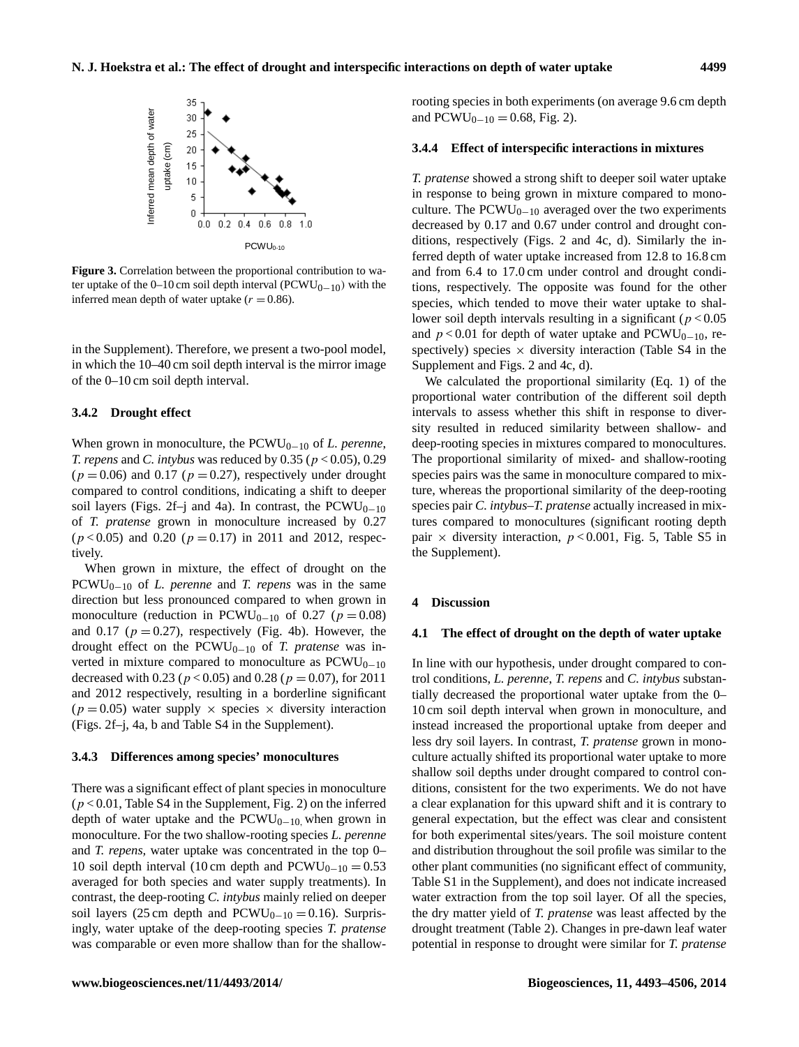**Figure 3.** Correlation between the proportional contribution to water uptake of the 0–10 cm soil depth interval ($PCWU_{0-10}$) with the inferred mean depth of water uptake ($r = 0.86$).

in the Supplement). Therefore, we present a two-pool model, in which the 10–40 cm soil depth interval is the mirror image of the 0–10 cm soil depth interval.

#### 3.4.2 Drought effect

When grown in monoculture, the $PCWU_{0-10}$ of *L. perenne*, *T. repens* and *C. intybus* was reduced by 0.35 ($p < 0.05$), 0.29 ($p = 0.06$) and 0.17 ($p = 0.27$), respectively under drought compared to control conditions, indicating a shift to deeper soil layers (Figs. 2f–j and 4a). In contrast, the $PCWU_{0-10}$ of *T. pratense* grown in monoculture increased by 0.27 ($p < 0.05$) and 0.20 ($p = 0.17$) in 2011 and 2012, respectively.

When grown in mixture, the effect of drought on the $PCWU_{0-10}$ of *L. perenne* and *T. repens* was in the same direction but less pronounced compared to when grown in monoculture (reduction in $PCWU_{0-10}$ of 0.27 ($p = 0.08$) and 0.17 ($p = 0.27$), respectively (Fig. 4b). However, the drought effect on the $PCWU_{0-10}$ of *T. pratense* was inverted in mixture compared to monoculture as $PCWU_{0-10}$ decreased with 0.23 ($p < 0.05$) and 0.28 ($p = 0.07$), for 2011 and 2012 respectively, resulting in a borderline significant ($p = 0.05$) water supply × species × diversity interaction (Figs. 2f–j, 4a, b and Table S4 in the Supplement).

#### 3.4.3 Differences among species' monocultures

There was a significant effect of plant species in monoculture ($p < 0.01$, Table S4 in the Supplement, Fig. 2) on the inferred depth of water uptake and the $PCWU_{0-10}$ when grown in monoculture. For the two shallow-rooting species *L. perenne* and *T. repens*, water uptake was concentrated in the top 0–10 cm soil depth interval (10 cm depth and $PCWU_{0-10} = 0.53$ averaged for both species and water supply treatments). In contrast, the deep-rooting *C. intybus* mainly relied on deeper soil layers (25 cm depth and $PCWU_{0-10} = 0.16$). Surprisingly, water uptake of the deep-rooting species *T. pratense* was comparable or even more shallow than for the shallow-rooting species in both experiments (on average 9.6 cm depth and $PCWU_{0-10} = 0.68$, Fig. 2).

#### 3.4.4 Effect of interspecific interactions in mixtures

*T. pratense* showed a strong shift to deeper soil water uptake in response to being grown in mixture compared to monoculture. The $PCWU_{0-10}$ averaged over the two experiments decreased by 0.17 and 0.67 under control and drought conditions, respectively (Figs. 2 and 4c, d). Similarly the inferred depth of water uptake increased from 12.8 to 16.8 cm and from 6.4 to 17.0 cm under control and drought conditions, respectively. The opposite was found for the other species, which tended to move their water uptake to shallower soil depth intervals resulting in a significant ($p < 0.05$ and $p < 0.01$ for depth of water uptake and $PCWU_{0-10}$, respectively) species × diversity interaction (Table S4 in the Supplement and Figs. 2 and 4c, d).

We calculated the proportional similarity (Eq. 1) of the proportional water contribution of the different soil depth intervals to assess whether this shift in response to diversity resulted in reduced similarity between shallow- and deep-rooting species in mixtures compared to monocultures. The proportional similarity of mixed- and shallow-rooting species pairs was the same in monoculture compared to mixture, whereas the proportional similarity of the deep-rooting species pair *C. intybus*–*T. pratense* actually increased in mixtures compared to monocultures (significant rooting depth pair × diversity interaction, $p < 0.001$, Fig. 5, Table S5 in the Supplement).

## 4 Discussion

### 4.1 The effect of drought on the depth of water uptake

In line with our hypothesis, under drought compared to control conditions, *L. perenne*, *T. repens* and *C. intybus* substantially decreased the proportional water uptake from the 0–10 cm soil depth interval when grown in monoculture, and instead increased the proportional uptake from deeper and less dry soil layers. In contrast, *T. pratense* grown in monoculture actually shifted its proportional water uptake to more shallow soil depths under drought compared to control conditions, consistent for the two experiments. We do not have a clear explanation for this upward shift and it is contrary to general expectation, but the effect was clear and consistent for both experimental sites/years. The soil moisture content and distribution throughout the soil profile was similar to the other plant communities (no significant effect of community, Table S1 in the Supplement), and does not indicate increased water extraction from the top soil layer. Of all the species, the dry matter yield of *T. pratense* was least affected by the drought treatment (Table 2). Changes in pre-dawn leaf water potential in response to drought were similar for *T. pratense*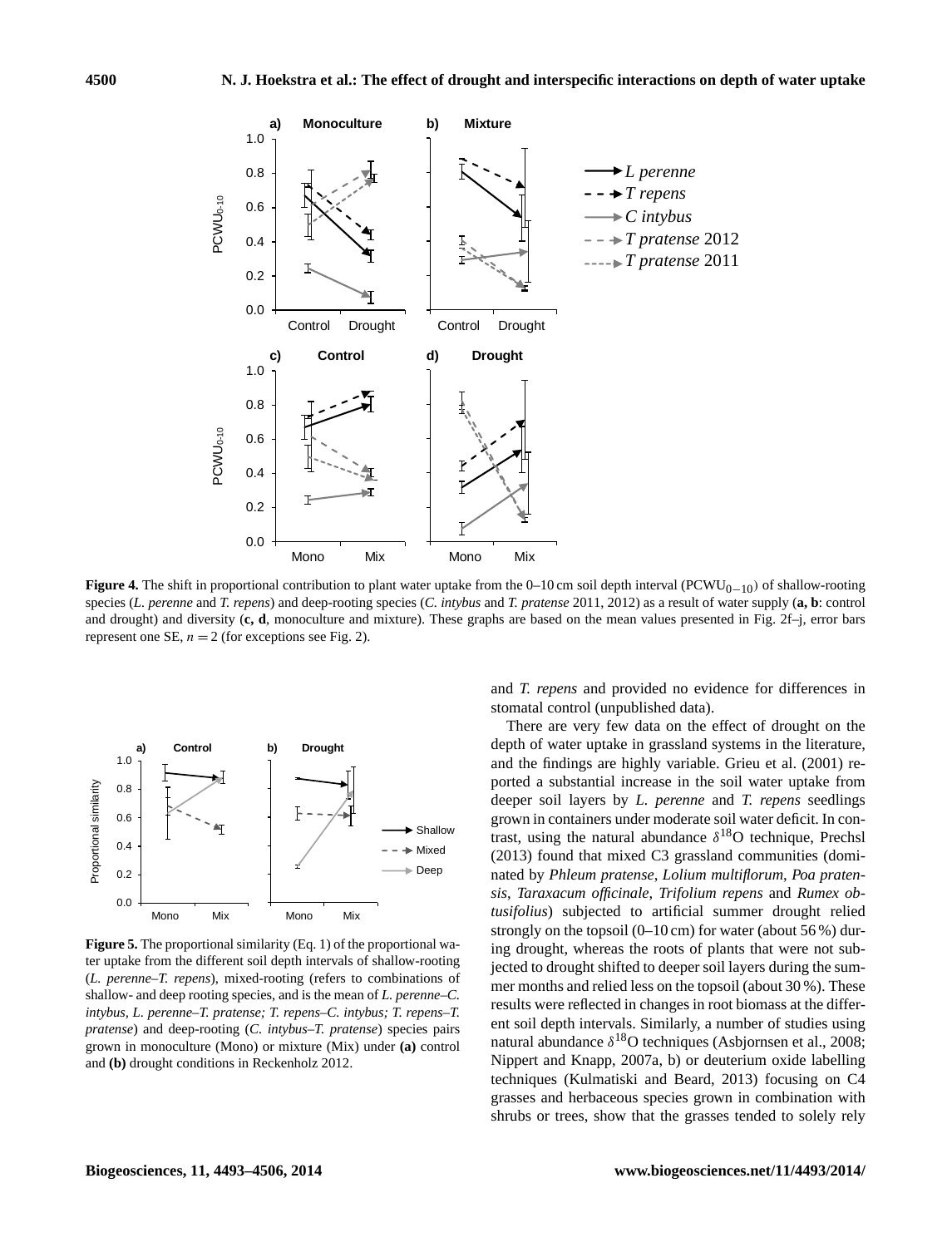**Figure 4.** The shift in proportional contribution to plant water uptake from the 0–10 cm soil depth interval ($PCWU_{0-10}$) of shallow-rooting species (*L. perenne* and *T. repens*) and deep-rooting species (*C. intybus* and *T. pratense* 2011, 2012) as a result of water supply (**a, b**: control and drought) and diversity (**c, d**, monoculture and mixture). These graphs are based on the mean values presented in Fig. 2f–j, error bars represent one SE, $n = 2$ (for exceptions see Fig. 2).

**Figure 5.** The proportional similarity (Eq. 1) of the proportional water uptake from the different soil depth intervals of shallow-rooting (*L. perenne*–*T. repens*), mixed-rooting (refers to combinations of shallow- and deep rooting species, and is the mean of *L. perenne*–*C. intybus, L. perenne*–*T. pratense; T. repens*–*C. intybus; T. repens*–*T. pratense*) and deep-rooting (*C. intybus*–*T. pratense*) species pairs grown in monoculture (Mono) or mixture (Mix) under **(a)** control and **(b)** drought conditions in Reckenholz 2012.

and *T. repens* and provided no evidence for differences in stomatal control (unpublished data).

There are very few data on the effect of drought on the depth of water uptake in grassland systems in the literature, and the findings are highly variable. Grieu et al. (2001) reported a substantial increase in the soil water uptake from deeper soil layers by *L. perenne* and *T. repens* seedlings grown in containers under moderate soil water deficit. In contrast, using the natural abundance $\delta^{18}O$ technique, Prechsl (2013) found that mixed C3 grassland communities (dominated by *Phleum pratense*, *Lolium multiflorum*, *Poa pratensis*, *Taraxacum officinale*, *Trifolium repens* and *Rumex obtusifolius*) subjected to artificial summer drought relied strongly on the topsoil (0–10 cm) for water (about 56 %) during drought, whereas the roots of plants that were not subjected to drought shifted to deeper soil layers during the summer months and relied less on the topsoil (about 30 %). These results were reflected in changes in root biomass at the different soil depth intervals. Similarly, a number of studies using natural abundance $\delta^{18}O$ techniques (Asbjornsen et al., 2008; Nippert and Knapp, 2007a, b) or deuterium oxide labelling techniques (Kulmatiski and Beard, 2013) focusing on C4 grasses and herbaceous species grown in combination with shrubs or trees, show that the grasses tended to solely rely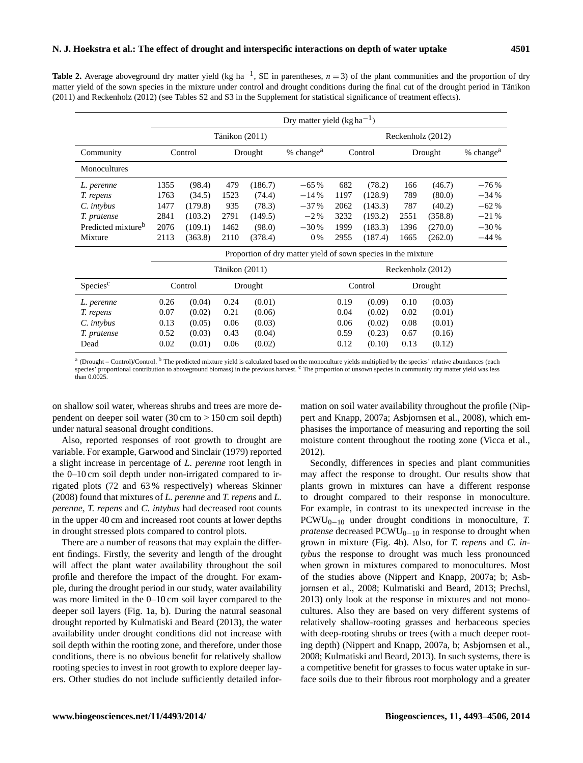**Table 2.** Average aboveground dry matter yield (kg ha$^{-1}$, SE in parentheses, $n = 3$) of the plant communities and the proportion of dry matter yield of the sown species in the mixture under control and drought conditions during the final cut of the drought period in Tänikon (2011) and Reckenholz (2012) (see Tables S2 and S3 in the Supplement for statistical significance of treatment effects).

| | Dry matter yield (kg ha$^{-1}$) | | | | | | | | | |
|---|---|---|---|---|---|---|---|---|---|---|
| | Tänikon (2011) | | | | | Reckenholz (2012) | | | | |
| Community | Control | | Drought | | % change[a] | Control | | Drought | | % change[a] |
| Monocultures | | | | | | | | | | |
| *L. perenne* | 1355 | (98.4) | 479 | (186.7) | −65 % | 682 | (78.2) | 166 | (46.7) | −76 % |
| *T. repens* | 1763 | (34.5) | 1523 | (74.4) | −14 % | 1197 | (128.9) | 789 | (80.0) | −34 % |
| *C. intybus* | 1477 | (179.8) | 935 | (78.3) | −37 % | 2062 | (143.3) | 787 | (40.2) | −62 % |
| *T. pratense* | 2841 | (103.2) | 2791 | (149.5) | −2 % | 3232 | (193.2) | 2551 | (358.8) | −21 % |
| Predicted mixture[b] | 2076 | (109.1) | 1462 | (98.0) | −30 % | 1999 | (183.3) | 1396 | (270.0) | −30 % |
| Mixture | 2113 | (363.8) | 2110 | (378.4) | 0 % | 2955 | (187.4) | 1665 | (262.0) | −44 % |
| | Proportion of dry matter yield of sown species in the mixture | | | | | | | | | |
| | Tänikon (2011) | | | | | Reckenholz (2012) | | | | |
| Species[c] | Control | | Drought | | | Control | | Drought | | |
| *L. perenne* | 0.26 | (0.04) | 0.24 | (0.01) | | 0.19 | (0.09) | 0.10 | (0.03) | |
| *T. repens* | 0.07 | (0.02) | 0.21 | (0.06) | | 0.04 | (0.02) | 0.02 | (0.01) | |
| *C. intybus* | 0.13 | (0.05) | 0.06 | (0.03) | | 0.06 | (0.02) | 0.08 | (0.01) | |
| *T. pratense* | 0.52 | (0.03) | 0.43 | (0.04) | | 0.59 | (0.23) | 0.67 | (0.16) | |
| Dead | 0.02 | (0.01) | 0.06 | (0.02) | | 0.12 | (0.10) | 0.13 | (0.12) | |

[a] (Drought – Control)/Control. [b] The predicted mixture yield is calculated based on the monoculture yields multiplied by the species' relative abundances (each species' proportional contribution to aboveground biomass) in the previous harvest. [c] The proportion of unsown species in community dry matter yield was less than 0.0025.

on shallow soil water, whereas shrubs and trees are more dependent on deeper soil water (30 cm to > 150 cm soil depth) under natural seasonal drought conditions.

Also, reported responses of root growth to drought are variable. For example, Garwood and Sinclair (1979) reported a slight increase in percentage of *L. perenne* root length in the 0–10 cm soil depth under non-irrigated compared to irrigated plots (72 and 63 % respectively) whereas Skinner (2008) found that mixtures of *L. perenne* and *T. repens* and *L. perenne*, *T. repens* and *C. intybus* had decreased root counts in the upper 40 cm and increased root counts at lower depths in drought stressed plots compared to control plots.

There are a number of reasons that may explain the different findings. Firstly, the severity and length of the drought will affect the plant water availability throughout the soil profile and therefore the impact of the drought. For example, during the drought period in our study, water availability was more limited in the 0–10 cm soil layer compared to the deeper soil layers (Fig. 1a, b). During the natural seasonal drought reported by Kulmatiski and Beard (2013), the water availability under drought conditions did not increase with soil depth within the rooting zone, and therefore, under those conditions, there is no obvious benefit for relatively shallow rooting species to invest in root growth to explore deeper layers. Other studies do not include sufficiently detailed information on soil water availability throughout the profile (Nippert and Knapp, 2007a; Asbjornsen et al., 2008), which emphasises the importance of measuring and reporting the soil moisture content throughout the rooting zone (Vicca et al., 2012).

Secondly, differences in species and plant communities may affect the response to drought. Our results show that plants grown in mixtures can have a different response to drought compared to their response in monoculture. For example, in contrast to its unexpected increase in the $PCWU_{0-10}$ under drought conditions in monoculture, *T. pratense* decreased $PCWU_{0-10}$ in response to drought when grown in mixture (Fig. 4b). Also, for *T. repens* and *C. intybus* the response to drought was much less pronounced when grown in mixtures compared to monocultures. Most of the studies above (Nippert and Knapp, 2007a; b; Asbjornsen et al., 2008; Kulmatiski and Beard, 2013; Prechsl, 2013) only look at the response in mixtures and not monocultures. Also they are based on very different systems of relatively shallow-rooting grasses and herbaceous species with deep-rooting shrubs or trees (with a much deeper rooting depth) (Nippert and Knapp, 2007a, b; Asbjornsen et al., 2008; Kulmatiski and Beard, 2013). In such systems, there is a competitive benefit for grasses to focus water uptake in surface soils due to their fibrous root morphology and a greater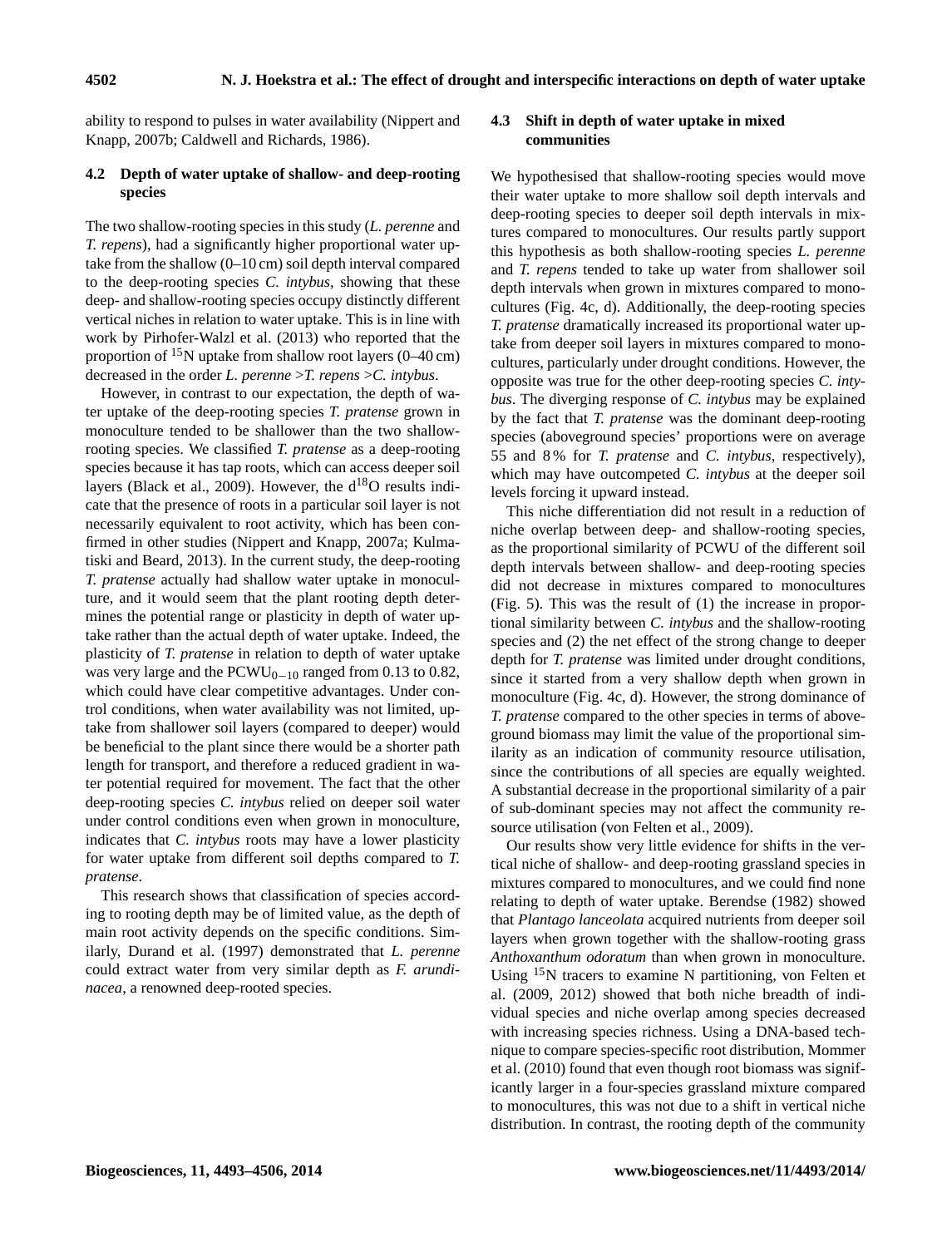ability to respond to pulses in water availability (Nippert and Knapp, 2007b; Caldwell and Richards, 1986).

### 4.2 Depth of water uptake of shallow- and deep-rooting species

The two shallow-rooting species in this study (*L. perenne* and *T. repens*), had a significantly higher proportional water uptake from the shallow (0–10 cm) soil depth interval compared to the deep-rooting species *C. intybus,* showing that these deep- and shallow-rooting species occupy distinctly different vertical niches in relation to water uptake. This is in line with work by Pirhofer-Walzl et al. (2013) who reported that the proportion of $^{15}$N uptake from shallow root layers (0–40 cm) decreased in the order *L. perenne* >*T. repens* >*C. intybus*.

However, in contrast to our expectation, the depth of water uptake of the deep-rooting species *T. pratense* grown in monoculture tended to be shallower than the two shallow-rooting species. We classified *T. pratense* as a deep-rooting species because it has tap roots, which can access deeper soil layers (Black et al., 2009). However, the d$^{18}$O results indicate that the presence of roots in a particular soil layer is not necessarily equivalent to root activity, which has been confirmed in other studies (Nippert and Knapp, 2007a; Kulmatiski and Beard, 2013). In the current study, the deep-rooting *T. pratense* actually had shallow water uptake in monoculture, and it would seem that the plant rooting depth determines the potential range or plasticity in depth of water uptake rather than the actual depth of water uptake. Indeed, the plasticity of *T. pratense* in relation to depth of water uptake was very large and the $\mathrm{PCWU}_{0-10}$ ranged from 0.13 to 0.82, which could have clear competitive advantages. Under control conditions, when water availability was not limited, uptake from shallower soil layers (compared to deeper) would be beneficial to the plant since there would be a shorter path length for transport, and therefore a reduced gradient in water potential required for movement. The fact that the other deep-rooting species *C. intybus* relied on deeper soil water under control conditions even when grown in monoculture, indicates that *C. intybus* roots may have a lower plasticity for water uptake from different soil depths compared to *T. pratense*.

This research shows that classification of species according to rooting depth may be of limited value, as the depth of main root activity depends on the specific conditions. Similarly, Durand et al. (1997) demonstrated that *L. perenne* could extract water from very similar depth as *F. arundinacea*, a renowned deep-rooted species.

### 4.3 Shift in depth of water uptake in mixed communities

We hypothesised that shallow-rooting species would move their water uptake to more shallow soil depth intervals and deep-rooting species to deeper soil depth intervals in mixtures compared to monocultures. Our results partly support this hypothesis as both shallow-rooting species *L. perenne* and *T. repens* tended to take up water from shallower soil depth intervals when grown in mixtures compared to monocultures (Fig. 4c, d). Additionally, the deep-rooting species *T. pratense* dramatically increased its proportional water uptake from deeper soil layers in mixtures compared to monocultures, particularly under drought conditions. However, the opposite was true for the other deep-rooting species *C. intybus*. The diverging response of *C. intybus* may be explained by the fact that *T. pratense* was the dominant deep-rooting species (aboveground species' proportions were on average 55 and 8 % for *T. pratense* and *C. intybus*, respectively), which may have outcompeted *C. intybus* at the deeper soil levels forcing it upward instead.

This niche differentiation did not result in a reduction of niche overlap between deep- and shallow-rooting species, as the proportional similarity of PCWU of the different soil depth intervals between shallow- and deep-rooting species did not decrease in mixtures compared to monocultures (Fig. 5). This was the result of (1) the increase in proportional similarity between *C. intybus* and the shallow-rooting species and (2) the net effect of the strong change to deeper depth for *T. pratense* was limited under drought conditions, since it started from a very shallow depth when grown in monoculture (Fig. 4c, d). However, the strong dominance of *T. pratense* compared to the other species in terms of aboveground biomass may limit the value of the proportional similarity as an indication of community resource utilisation, since the contributions of all species are equally weighted. A substantial decrease in the proportional similarity of a pair of sub-dominant species may not affect the community resource utilisation (von Felten et al., 2009).

Our results show very little evidence for shifts in the vertical niche of shallow- and deep-rooting grassland species in mixtures compared to monocultures, and we could find none relating to depth of water uptake. Berendse (1982) showed that *Plantago lanceolata* acquired nutrients from deeper soil layers when grown together with the shallow-rooting grass *Anthoxanthum odoratum* than when grown in monoculture. Using $^{15}$N tracers to examine N partitioning, von Felten et al. (2009, 2012) showed that both niche breadth of individual species and niche overlap among species decreased with increasing species richness. Using a DNA-based technique to compare species-specific root distribution, Mommer et al. (2010) found that even though root biomass was significantly larger in a four-species grassland mixture compared to monocultures, this was not due to a shift in vertical niche distribution. In contrast, the rooting depth of the community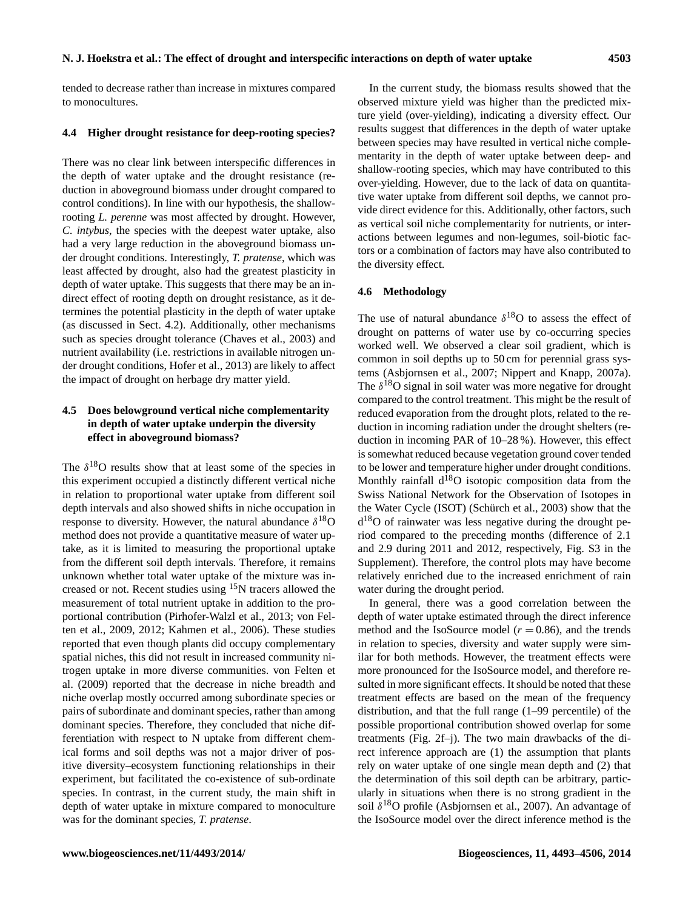tended to decrease rather than increase in mixtures compared to monocultures.

### 4.4 Higher drought resistance for deep-rooting species?

There was no clear link between interspecific differences in the depth of water uptake and the drought resistance (reduction in aboveground biomass under drought compared to control conditions). In line with our hypothesis, the shallow-rooting *L. perenne* was most affected by drought. However, *C. intybus*, the species with the deepest water uptake, also had a very large reduction in the aboveground biomass under drought conditions. Interestingly, *T. pratense*, which was least affected by drought, also had the greatest plasticity in depth of water uptake. This suggests that there may be an indirect effect of rooting depth on drought resistance, as it determines the potential plasticity in the depth of water uptake (as discussed in Sect. 4.2). Additionally, other mechanisms such as species drought tolerance (Chaves et al., 2003) and nutrient availability (i.e. restrictions in available nitrogen under drought conditions, Hofer et al., 2013) are likely to affect the impact of drought on herbage dry matter yield.

### 4.5 Does belowground vertical niche complementarity in depth of water uptake underpin the diversity effect in aboveground biomass?

The $\delta^{18}$O results show that at least some of the species in this experiment occupied a distinctly different vertical niche in relation to proportional water uptake from different soil depth intervals and also showed shifts in niche occupation in response to diversity. However, the natural abundance $\delta^{18}$O method does not provide a quantitative measure of water uptake, as it is limited to measuring the proportional uptake from the different soil depth intervals. Therefore, it remains unknown whether total water uptake of the mixture was increased or not. Recent studies using $^{15}$N tracers allowed the measurement of total nutrient uptake in addition to the proportional contribution (Pirhofer-Walzl et al., 2013; von Felten et al., 2009, 2012; Kahmen et al., 2006). These studies reported that even though plants did occupy complementary spatial niches, this did not result in increased community nitrogen uptake in more diverse communities. von Felten et al. (2009) reported that the decrease in niche breadth and niche overlap mostly occurred among subordinate species or pairs of subordinate and dominant species, rather than among dominant species. Therefore, they concluded that niche differentiation with respect to N uptake from different chemical forms and soil depths was not a major driver of positive diversity–ecosystem functioning relationships in their experiment, but facilitated the co-existence of sub-ordinate species. In contrast, in the current study, the main shift in depth of water uptake in mixture compared to monoculture was for the dominant species, *T. pratense*.

In the current study, the biomass results showed that the observed mixture yield was higher than the predicted mixture yield (over-yielding), indicating a diversity effect. Our results suggest that differences in the depth of water uptake between species may have resulted in vertical niche complementarity in the depth of water uptake between deep- and shallow-rooting species, which may have contributed to this over-yielding. However, due to the lack of data on quantitative water uptake from different soil depths, we cannot provide direct evidence for this. Additionally, other factors, such as vertical soil niche complementarity for nutrients, or interactions between legumes and non-legumes, soil-biotic factors or a combination of factors may have also contributed to the diversity effect.

### 4.6 Methodology

The use of natural abundance $\delta^{18}$O to assess the effect of drought on patterns of water use by co-occurring species worked well. We observed a clear soil gradient, which is common in soil depths up to 50 cm for perennial grass systems (Asbjornsen et al., 2007; Nippert and Knapp, 2007a). The $\delta^{18}$O signal in soil water was more negative for drought compared to the control treatment. This might be the result of reduced evaporation from the drought plots, related to the reduction in incoming radiation under the drought shelters (reduction in incoming PAR of 10–28 %). However, this effect is somewhat reduced because vegetation ground cover tended to be lower and temperature higher under drought conditions. Monthly rainfall d$^{18}$O isotopic composition data from the Swiss National Network for the Observation of Isotopes in the Water Cycle (ISOT) (Schürch et al., 2003) show that the d$^{18}$O of rainwater was less negative during the drought period compared to the preceding months (difference of 2.1 and 2.9 during 2011 and 2012, respectively, Fig. S3 in the Supplement). Therefore, the control plots may have become relatively enriched due to the increased enrichment of rain water during the drought period.

In general, there was a good correlation between the depth of water uptake estimated through the direct inference method and the IsoSource model ($r = 0.86$), and the trends in relation to species, diversity and water supply were similar for both methods. However, the treatment effects were more pronounced for the IsoSource model, and therefore resulted in more significant effects. It should be noted that these treatment effects are based on the mean of the frequency distribution, and that the full range (1–99 percentile) of the possible proportional contribution showed overlap for some treatments (Fig. 2f–j). The two main drawbacks of the direct inference approach are (1) the assumption that plants rely on water uptake of one single mean depth and (2) that the determination of this soil depth can be arbitrary, particularly in situations when there is no strong gradient in the soil $\delta^{18}$O profile (Asbjornsen et al., 2007). An advantage of the IsoSource model over the direct inference method is the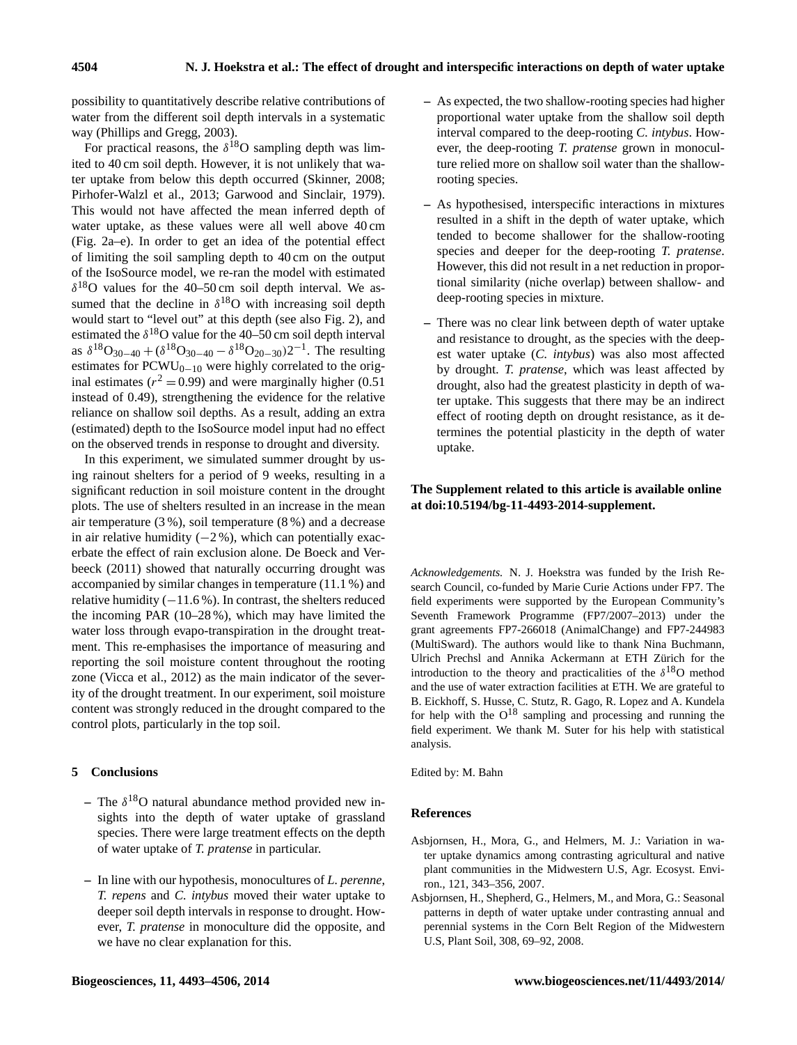possibility to quantitatively describe relative contributions of water from the different soil depth intervals in a systematic way (Phillips and Gregg, 2003).

For practical reasons, the $\delta^{18}$O sampling depth was limited to 40 cm soil depth. However, it is not unlikely that water uptake from below this depth occurred (Skinner, 2008; Pirhofer-Walzl et al., 2013; Garwood and Sinclair, 1979). This would not have affected the mean inferred depth of water uptake, as these values were all well above 40 cm (Fig. 2a–e). In order to get an idea of the potential effect of limiting the soil sampling depth to 40 cm on the output of the IsoSource model, we re-ran the model with estimated $\delta^{18}$O values for the 40–50 cm soil depth interval. We assumed that the decline in $\delta^{18}$O with increasing soil depth would start to "level out" at this depth (see also Fig. 2), and estimated the $\delta^{18}$O value for the 40–50 cm soil depth interval as $\delta^{18}O_{30-40} + (\delta^{18}O_{30-40} - \delta^{18}O_{20-30})2^{-1}$. The resulting estimates for $PCWU_{0-10}$ were highly correlated to the original estimates ($r^2 = 0.99$) and were marginally higher (0.51 instead of 0.49), strengthening the evidence for the relative reliance on shallow soil depths. As a result, adding an extra (estimated) depth to the IsoSource model input had no effect on the observed trends in response to drought and diversity.

In this experiment, we simulated summer drought by using rainout shelters for a period of 9 weeks, resulting in a significant reduction in soil moisture content in the drought plots. The use of shelters resulted in an increase in the mean air temperature (3 %), soil temperature (8 %) and a decrease in air relative humidity (−2 %), which can potentially exacerbate the effect of rain exclusion alone. De Boeck and Verbeeck (2011) showed that naturally occurring drought was accompanied by similar changes in temperature (11.1 %) and relative humidity (−11.6 %). In contrast, the shelters reduced the incoming PAR (10–28 %), which may have limited the water loss through evapo-transpiration in the drought treatment. This re-emphasises the importance of measuring and reporting the soil moisture content throughout the rooting zone (Vicca et al., 2012) as the main indicator of the severity of the drought treatment. In our experiment, soil moisture content was strongly reduced in the drought compared to the control plots, particularly in the top soil.

## 5 Conclusions

- The $\delta^{18}$O natural abundance method provided new insights into the depth of water uptake of grassland species. There were large treatment effects on the depth of water uptake of *T. pratense* in particular.
- In line with our hypothesis, monocultures of *L. perenne*, *T. repens* and *C. intybus* moved their water uptake to deeper soil depth intervals in response to drought. However, *T. pratense* in monoculture did the opposite, and we have no clear explanation for this.
- As expected, the two shallow-rooting species had higher proportional water uptake from the shallow soil depth interval compared to the deep-rooting *C. intybus*. However, the deep-rooting *T. pratense* grown in monoculture relied more on shallow soil water than the shallow-rooting species.
- As hypothesised, interspecific interactions in mixtures resulted in a shift in the depth of water uptake, which tended to become shallower for the shallow-rooting species and deeper for the deep-rooting *T. pratense*. However, this did not result in a net reduction in proportional similarity (niche overlap) between shallow- and deep-rooting species in mixture.
- There was no clear link between depth of water uptake and resistance to drought, as the species with the deepest water uptake (*C. intybus*) was also most affected by drought. *T. pratense*, which was least affected by drought, also had the greatest plasticity in depth of water uptake. This suggests that there may be an indirect effect of rooting depth on drought resistance, as it determines the potential plasticity in the depth of water uptake.

**The Supplement related to this article is available online at doi:10.5194/bg-11-4493-2014-supplement.**

*Acknowledgements.* N. J. Hoekstra was funded by the Irish Research Council, co-funded by Marie Curie Actions under FP7. The field experiments were supported by the European Community's Seventh Framework Programme (FP7/2007–2013) under the grant agreements FP7-266018 (AnimalChange) and FP7-244983 (MultiSward). The authors would like to thank Nina Buchmann, Ulrich Prechsl and Annika Ackermann at ETH Zürich for the introduction to the theory and practicalities of the $\delta^{18}$O method and the use of water extraction facilities at ETH. We are grateful to B. Eickhoff, S. Husse, C. Stutz, R. Gago, R. Lopez and A. Kundela for help with the $O^{18}$ sampling and processing and running the field experiment. We thank M. Suter for his help with statistical analysis.

Edited by: M. Bahn

## References

Asbjornsen, H., Mora, G., and Helmers, M. J.: Variation in water uptake dynamics among contrasting agricultural and native plant communities in the Midwestern U.S, Agr. Ecosyst. Environ., 121, 343–356, 2007.

Asbjornsen, H., Shepherd, G., Helmers, M., and Mora, G.: Seasonal patterns in depth of water uptake under contrasting annual and perennial systems in the Corn Belt Region of the Midwestern U.S, Plant Soil, 308, 69–92, 2008.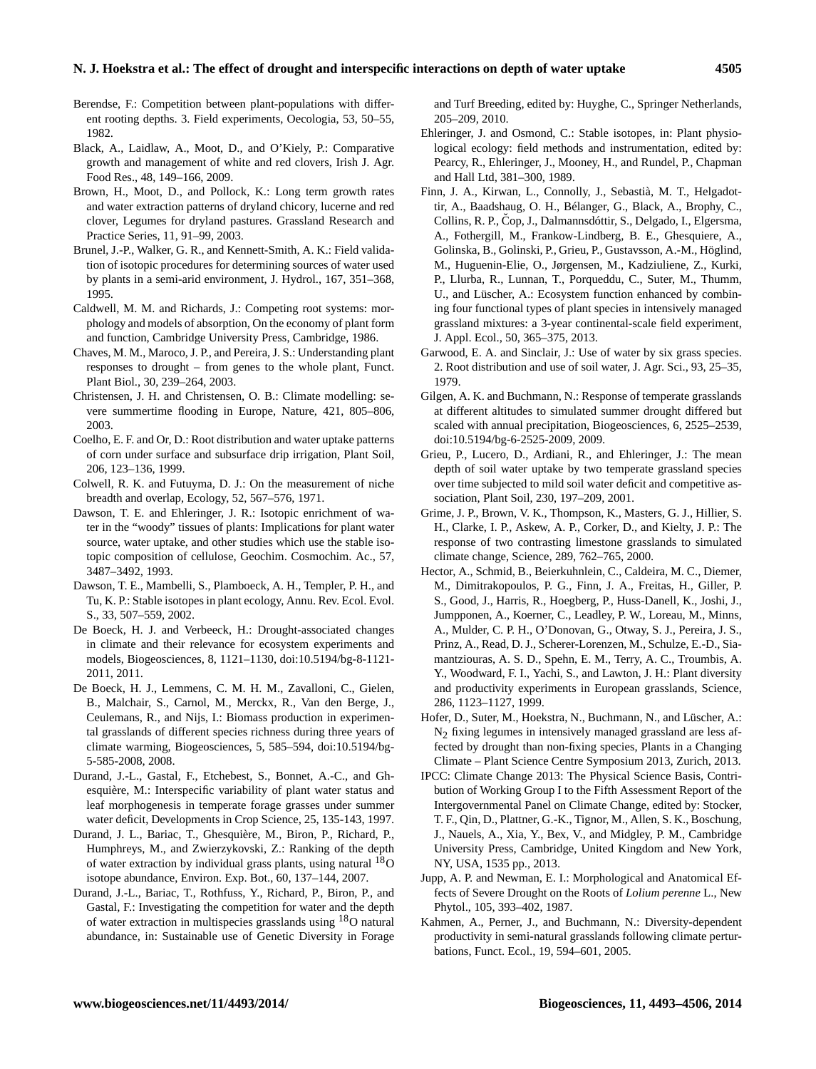Berendse, F.: Competition between plant-populations with different rooting depths. 3. Field experiments, Oecologia, 53, 50–55, 1982.

Black, A., Laidlaw, A., Moot, D., and O'Kiely, P.: Comparative growth and management of white and red clovers, Irish J. Agr. Food Res., 48, 149–166, 2009.

Brown, H., Moot, D., and Pollock, K.: Long term growth rates and water extraction patterns of dryland chicory, lucerne and red clover, Legumes for dryland pastures. Grassland Research and Practice Series, 11, 91–99, 2003.

Brunel, J.-P., Walker, G. R., and Kennett-Smith, A. K.: Field validation of isotopic procedures for determining sources of water used by plants in a semi-arid environment, J. Hydrol., 167, 351–368, 1995.

Caldwell, M. M. and Richards, J.: Competing root systems: morphology and models of absorption, On the economy of plant form and function, Cambridge University Press, Cambridge, 1986.

Chaves, M. M., Maroco, J. P., and Pereira, J. S.: Understanding plant responses to drought – from genes to the whole plant, Funct. Plant Biol., 30, 239–264, 2003.

Christensen, J. H. and Christensen, O. B.: Climate modelling: severe summertime flooding in Europe, Nature, 421, 805–806, 2003.

Coelho, E. F. and Or, D.: Root distribution and water uptake patterns of corn under surface and subsurface drip irrigation, Plant Soil, 206, 123–136, 1999.

Colwell, R. K. and Futuyma, D. J.: On the measurement of niche breadth and overlap, Ecology, 52, 567–576, 1971.

Dawson, T. E. and Ehleringer, J. R.: Isotopic enrichment of water in the "woody" tissues of plants: Implications for plant water source, water uptake, and other studies which use the stable isotopic composition of cellulose, Geochim. Cosmochim. Ac., 57, 3487–3492, 1993.

Dawson, T. E., Mambelli, S., Plamboeck, A. H., Templer, P. H., and Tu, K. P.: Stable isotopes in plant ecology, Annu. Rev. Ecol. Evol. S., 33, 507–559, 2002.

De Boeck, H. J. and Verbeeck, H.: Drought-associated changes in climate and their relevance for ecosystem experiments and models, Biogeosciences, 8, 1121–1130, doi:10.5194/bg-8-1121-2011, 2011.

De Boeck, H. J., Lemmens, C. M. H. M., Zavalloni, C., Gielen, B., Malchair, S., Carnol, M., Merckx, R., Van den Berge, J., Ceulemans, R., and Nijs, I.: Biomass production in experimental grasslands of different species richness during three years of climate warming, Biogeosciences, 5, 585–594, doi:10.5194/bg-5-585-2008, 2008.

Durand, J.-L., Gastal, F., Etchebest, S., Bonnet, A.-C., and Ghesquière, M.: Interspecific variability of plant water status and leaf morphogenesis in temperate forage grasses under summer water deficit, Developments in Crop Science, 25, 135-143, 1997.

Durand, J. L., Bariac, T., Ghesquière, M., Biron, P., Richard, P., Humphreys, M., and Zwierzykovski, Z.: Ranking of the depth of water extraction by individual grass plants, using natural $^{18}$O isotope abundance, Environ. Exp. Bot., 60, 137–144, 2007.

Durand, J.-L., Bariac, T., Rothfuss, Y., Richard, P., Biron, P., and Gastal, F.: Investigating the competition for water and the depth of water extraction in multispecies grasslands using $^{18}$O natural abundance, in: Sustainable use of Genetic Diversity in Forage and Turf Breeding, edited by: Huyghe, C., Springer Netherlands, 205–209, 2010.

Ehleringer, J. and Osmond, C.: Stable isotopes, in: Plant physiological ecology: field methods and instrumentation, edited by: Pearcy, R., Ehleringer, J., Mooney, H., and Rundel, P., Chapman and Hall Ltd, 381–300, 1989.

Finn, J. A., Kirwan, L., Connolly, J., Sebastià, M. T., Helgadottir, A., Baadshaug, O. H., Bélanger, G., Black, A., Brophy, C., Collins, R. P., Čop, J., Dalmannsdóttir, S., Delgado, I., Elgersma, A., Fothergill, M., Frankow-Lindberg, B. E., Ghesquiere, A., Golinska, B., Golinski, P., Grieu, P., Gustavsson, A.-M., Höglind, M., Huguenin-Elie, O., Jørgensen, M., Kadziuliene, Z., Kurki, P., Llurba, R., Lunnan, T., Porqueddu, C., Suter, M., Thumm, U., and Lüscher, A.: Ecosystem function enhanced by combining four functional types of plant species in intensively managed grassland mixtures: a 3-year continental-scale field experiment, J. Appl. Ecol., 50, 365–375, 2013.

Garwood, E. A. and Sinclair, J.: Use of water by six grass species. 2. Root distribution and use of soil water, J. Agr. Sci., 93, 25–35, 1979.

Gilgen, A. K. and Buchmann, N.: Response of temperate grasslands at different altitudes to simulated summer drought differed but scaled with annual precipitation, Biogeosciences, 6, 2525–2539, doi:10.5194/bg-6-2525-2009, 2009.

Grieu, P., Lucero, D., Ardiani, R., and Ehleringer, J.: The mean depth of soil water uptake by two temperate grassland species over time subjected to mild soil water deficit and competitive association, Plant Soil, 230, 197–209, 2001.

Grime, J. P., Brown, V. K., Thompson, K., Masters, G. J., Hillier, S. H., Clarke, I. P., Askew, A. P., Corker, D., and Kielty, J. P.: The response of two contrasting limestone grasslands to simulated climate change, Science, 289, 762–765, 2000.

Hector, A., Schmid, B., Beierkuhnlein, C., Caldeira, M. C., Diemer, M., Dimitrakopoulos, P. G., Finn, J. A., Freitas, H., Giller, P. S., Good, J., Harris, R., Hoegberg, P., Huss-Danell, K., Joshi, J., Jumpponen, A., Koerner, C., Leadley, P. W., Loreau, M., Minns, A., Mulder, C. P. H., O'Donovan, G., Otway, S. J., Pereira, J. S., Prinz, A., Read, D. J., Scherer-Lorenzen, M., Schulze, E.-D., Siamantziouras, A. S. D., Spehn, E. M., Terry, A. C., Troumbis, A. Y., Woodward, F. I., Yachi, S., and Lawton, J. H.: Plant diversity and productivity experiments in European grasslands, Science, 286, 1123–1127, 1999.

Hofer, D., Suter, M., Hoekstra, N., Buchmann, N., and Lüscher, A.: $N_2$ fixing legumes in intensively managed grassland are less affected by drought than non-fixing species, Plants in a Changing Climate – Plant Science Centre Symposium 2013, Zurich, 2013.

IPCC: Climate Change 2013: The Physical Science Basis, Contribution of Working Group I to the Fifth Assessment Report of the Intergovernmental Panel on Climate Change, edited by: Stocker, T. F., Qin, D., Plattner, G.-K., Tignor, M., Allen, S. K., Boschung, J., Nauels, A., Xia, Y., Bex, V., and Midgley, P. M., Cambridge University Press, Cambridge, United Kingdom and New York, NY, USA, 1535 pp., 2013.

Jupp, A. P. and Newman, E. I.: Morphological and Anatomical Effects of Severe Drought on the Roots of *Lolium perenne* L., New Phytol., 105, 393–402, 1987.

Kahmen, A., Perner, J., and Buchmann, N.: Diversity-dependent productivity in semi-natural grasslands following climate perturbations, Funct. Ecol., 19, 594–601, 2005.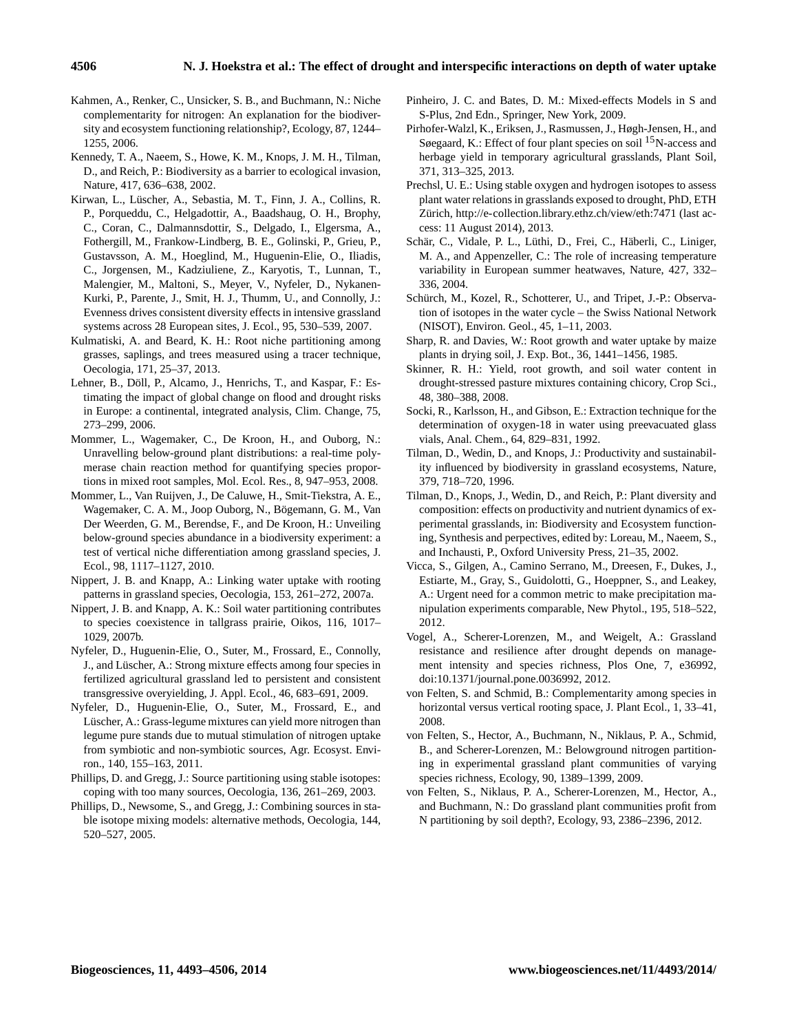Kahmen, A., Renker, C., Unsicker, S. B., and Buchmann, N.: Niche complementarity for nitrogen: An explanation for the biodiversity and ecosystem functioning relationship?, Ecology, 87, 1244–1255, 2006.

Kennedy, T. A., Naeem, S., Howe, K. M., Knops, J. M. H., Tilman, D., and Reich, P.: Biodiversity as a barrier to ecological invasion, Nature, 417, 636–638, 2002.

Kirwan, L., Lüscher, A., Sebastia, M. T., Finn, J. A., Collins, R. P., Porqueddu, C., Helgadottir, A., Baadshaug, O. H., Brophy, C., Coran, C., Dalmannsdottir, S., Delgado, I., Elgersma, A., Fothergill, M., Frankow-Lindberg, B. E., Golinski, P., Grieu, P., Gustavsson, A. M., Hoeglind, M., Huguenin-Elie, O., Iliadis, C., Jorgensen, M., Kadziuliene, Z., Karyotis, T., Lunnan, T., Malengier, M., Maltoni, S., Meyer, V., Nyfeler, D., Nykanen-Kurki, P., Parente, J., Smit, H. J., Thumm, U., and Connolly, J.: Evenness drives consistent diversity effects in intensive grassland systems across 28 European sites, J. Ecol., 95, 530–539, 2007.

Kulmatiski, A. and Beard, K. H.: Root niche partitioning among grasses, saplings, and trees measured using a tracer technique, Oecologia, 171, 25–37, 2013.

Lehner, B., Döll, P., Alcamo, J., Henrichs, T., and Kaspar, F.: Estimating the impact of global change on flood and drought risks in Europe: a continental, integrated analysis, Clim. Change, 75, 273–299, 2006.

Mommer, L., Wagemaker, C., De Kroon, H., and Ouborg, N.: Unravelling below-ground plant distributions: a real-time polymerase chain reaction method for quantifying species proportions in mixed root samples, Mol. Ecol. Res., 8, 947–953, 2008.

Mommer, L., Van Ruijven, J., De Caluwe, H., Smit-Tiekstra, A. E., Wagemaker, C. A. M., Joop Ouborg, N., Bögemann, G. M., Van Der Weerden, G. M., Berendse, F., and De Kroon, H.: Unveiling below-ground species abundance in a biodiversity experiment: a test of vertical niche differentiation among grassland species, J. Ecol., 98, 1117–1127, 2010.

Nippert, J. B. and Knapp, A.: Linking water uptake with rooting patterns in grassland species, Oecologia, 153, 261–272, 2007a.

Nippert, J. B. and Knapp, A. K.: Soil water partitioning contributes to species coexistence in tallgrass prairie, Oikos, 116, 1017–1029, 2007b.

Nyfeler, D., Huguenin-Elie, O., Suter, M., Frossard, E., Connolly, J., and Lüscher, A.: Strong mixture effects among four species in fertilized agricultural grassland led to persistent and consistent transgressive overyielding, J. Appl. Ecol., 46, 683–691, 2009.

Nyfeler, D., Huguenin-Elie, O., Suter, M., Frossard, E., and Lüscher, A.: Grass-legume mixtures can yield more nitrogen than legume pure stands due to mutual stimulation of nitrogen uptake from symbiotic and non-symbiotic sources, Agr. Ecosyst. Environ., 140, 155–163, 2011.

Phillips, D. and Gregg, J.: Source partitioning using stable isotopes: coping with too many sources, Oecologia, 136, 261–269, 2003.

Phillips, D., Newsome, S., and Gregg, J.: Combining sources in stable isotope mixing models: alternative methods, Oecologia, 144, 520–527, 2005.

Pinheiro, J. C. and Bates, D. M.: Mixed-effects Models in S and S-Plus, 2nd Edn., Springer, New York, 2009.

Pirhofer-Walzl, K., Eriksen, J., Rasmussen, J., Høgh-Jensen, H., and Søegaard, K.: Effect of four plant species on soil $^{15}$N-access and herbage yield in temporary agricultural grasslands, Plant Soil, 371, 313–325, 2013.

Prechsl, U. E.: Using stable oxygen and hydrogen isotopes to assess plant water relations in grasslands exposed to drought, PhD, ETH Zürich, http://e-collection.library.ethz.ch/view/eth:7471 (last access: 11 August 2014), 2013.

Schär, C., Vidale, P. L., Lüthi, D., Frei, C., Häberli, C., Liniger, M. A., and Appenzeller, C.: The role of increasing temperature variability in European summer heatwaves, Nature, 427, 332–336, 2004.

Schürch, M., Kozel, R., Schotterer, U., and Tripet, J.-P.: Observation of isotopes in the water cycle – the Swiss National Network (NISOT), Environ. Geol., 45, 1–11, 2003.

Sharp, R. and Davies, W.: Root growth and water uptake by maize plants in drying soil, J. Exp. Bot., 36, 1441–1456, 1985.

Skinner, R. H.: Yield, root growth, and soil water content in drought-stressed pasture mixtures containing chicory, Crop Sci., 48, 380–388, 2008.

Socki, R., Karlsson, H., and Gibson, E.: Extraction technique for the determination of oxygen-18 in water using preevacuated glass vials, Anal. Chem., 64, 829–831, 1992.

Tilman, D., Wedin, D., and Knops, J.: Productivity and sustainability influenced by biodiversity in grassland ecosystems, Nature, 379, 718–720, 1996.

Tilman, D., Knops, J., Wedin, D., and Reich, P.: Plant diversity and composition: effects on productivity and nutrient dynamics of experimental grasslands, in: Biodiversity and Ecosystem functioning, Synthesis and perpectives, edited by: Loreau, M., Naeem, S., and Inchausti, P., Oxford University Press, 21–35, 2002.

Vicca, S., Gilgen, A., Camino Serrano, M., Dreesen, F., Dukes, J., Estiarte, M., Gray, S., Guidolotti, G., Hoeppner, S., and Leakey, A.: Urgent need for a common metric to make precipitation manipulation experiments comparable, New Phytol., 195, 518–522, 2012.

Vogel, A., Scherer-Lorenzen, M., and Weigelt, A.: Grassland resistance and resilience after drought depends on management intensity and species richness, Plos One, 7, e36992, doi:10.1371/journal.pone.0036992, 2012.

von Felten, S. and Schmid, B.: Complementarity among species in horizontal versus vertical rooting space, J. Plant Ecol., 1, 33–41, 2008.

von Felten, S., Hector, A., Buchmann, N., Niklaus, P. A., Schmid, B., and Scherer-Lorenzen, M.: Belowground nitrogen partitioning in experimental grassland plant communities of varying species richness, Ecology, 90, 1389–1399, 2009.

von Felten, S., Niklaus, P. A., Scherer-Lorenzen, M., Hector, A., and Buchmann, N.: Do grassland plant communities profit from N partitioning by soil depth?, Ecology, 93, 2386–2396, 2012.